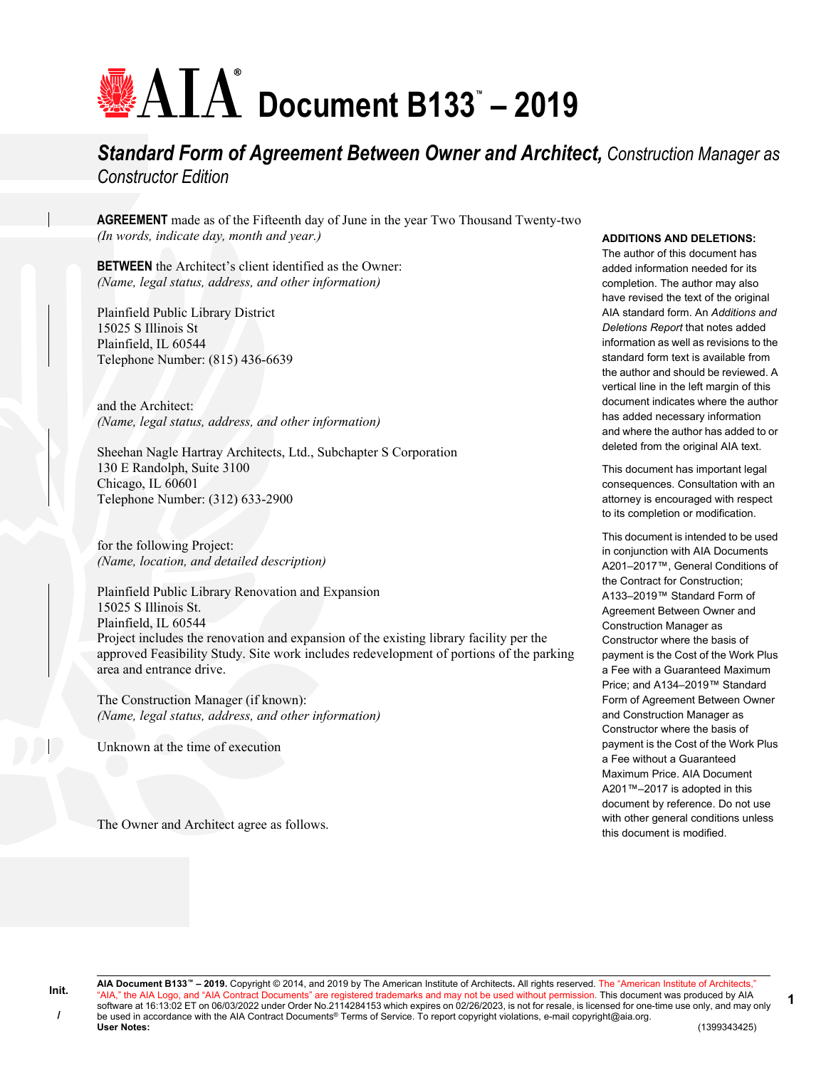# AIA Document B133™ – 2019

## *Standard Form of Agreement Between Owner and Architect,* *Construction Manager as Constructor Edition*

**AGREEMENT** made as of the Fifteenth day of June in the year Two Thousand Twenty-two
*(In words, indicate day, month and year.)*

**BETWEEN** the Architect's client identified as the Owner:
*(Name, legal status, address, and other information)*

Plainfield Public Library District
15025 S Illinois St
Plainfield, IL 60544
Telephone Number: (815) 436-6639

and the Architect:
*(Name, legal status, address, and other information)*

Sheehan Nagle Hartray Architects, Ltd., Subchapter S Corporation
130 E Randolph, Suite 3100
Chicago, IL 60601
Telephone Number: (312) 633-2900

for the following Project:
*(Name, location, and detailed description)*

Plainfield Public Library Renovation and Expansion
15025 S Illinois St.
Plainfield, IL 60544
Project includes the renovation and expansion of the existing library facility per the approved Feasibility Study. Site work includes redevelopment of portions of the parking area and entrance drive.

The Construction Manager (if known):
*(Name, legal status, address, and other information)*

Unknown at the time of execution

The Owner and Architect agree as follows.

**ADDITIONS AND DELETIONS:**
The author of this document has added information needed for its completion. The author may also have revised the text of the original AIA standard form. An *Additions and Deletions Report* that notes added information as well as revisions to the standard form text is available from the author and should be reviewed. A vertical line in the left margin of this document indicates where the author has added necessary information and where the author has added to or deleted from the original AIA text.

This document has important legal consequences. Consultation with an attorney is encouraged with respect to its completion or modification.

This document is intended to be used in conjunction with AIA Documents A201–2017™, General Conditions of the Contract for Construction; A133–2019™ Standard Form of Agreement Between Owner and Construction Manager as Constructor where the basis of payment is the Cost of the Work Plus a Fee with a Guaranteed Maximum Price; and A134–2019™ Standard Form of Agreement Between Owner and Construction Manager as Constructor where the basis of payment is the Cost of the Work Plus a Fee without a Guaranteed Maximum Price. AIA Document A201™–2017 is adopted in this document by reference. Do not use with other general conditions unless this document is modified.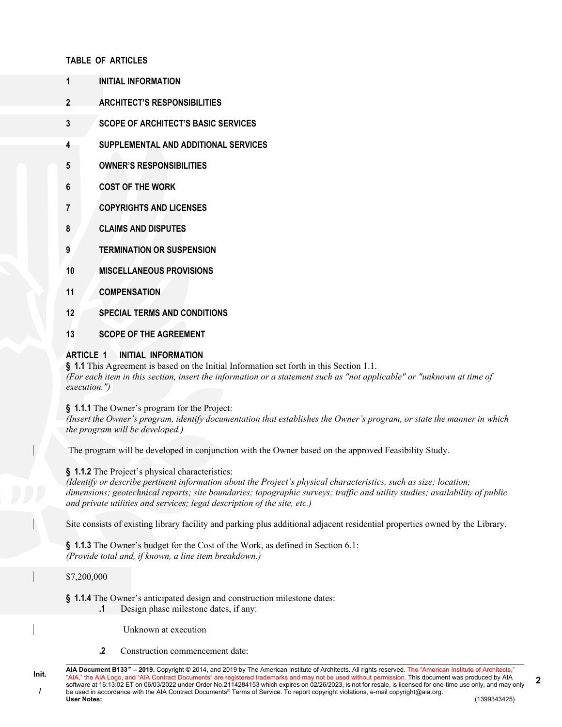**TABLE OF ARTICLES**

**1 INITIAL INFORMATION**

**2 ARCHITECT'S RESPONSIBILITIES**

**3 SCOPE OF ARCHITECT'S BASIC SERVICES**

**4 SUPPLEMENTAL AND ADDITIONAL SERVICES**

**5 OWNER'S RESPONSIBILITIES**

**6 COST OF THE WORK**

**7 COPYRIGHTS AND LICENSES**

**8 CLAIMS AND DISPUTES**

**9 TERMINATION OR SUSPENSION**

**10 MISCELLANEOUS PROVISIONS**

**11 COMPENSATION**

**12 SPECIAL TERMS AND CONDITIONS**

**13 SCOPE OF THE AGREEMENT**

## ARTICLE 1 INITIAL INFORMATION

**§ 1.1** This Agreement is based on the Initial Information set forth in this Section 1.1.
*(For each item in this section, insert the information or a statement such as "not applicable" or "unknown at time of execution.")*

**§ 1.1.1** The Owner's program for the Project:
*(Insert the Owner's program, identify documentation that establishes the Owner's program, or state the manner in which the program will be developed.)*

The program will be developed in conjunction with the Owner based on the approved Feasibility Study.

**§ 1.1.2** The Project's physical characteristics:
*(Identify or describe pertinent information about the Project's physical characteristics, such as size; location; dimensions; geotechnical reports; site boundaries; topographic surveys; traffic and utility studies; availability of public and private utilities and services; legal description of the site, etc.)*

Site consists of existing library facility and parking plus additional adjacent residential properties owned by the Library.

**§ 1.1.3** The Owner's budget for the Cost of the Work, as defined in Section 6.1:
*(Provide total and, if known, a line item breakdown.)*

$7,200,000

**§ 1.1.4** The Owner's anticipated design and construction milestone dates:

**.1** Design phase milestone dates, if any:

Unknown at execution

**.2** Construction commencement date: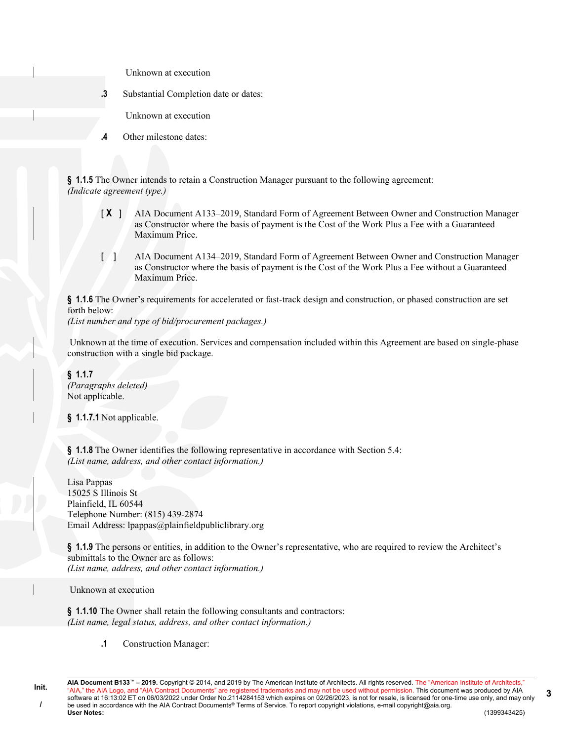Unknown at execution

**.3** Substantial Completion date or dates:

Unknown at execution

**.4** Other milestone dates:

**§ 1.1.5** The Owner intends to retain a Construction Manager pursuant to the following agreement:
*(Indicate agreement type.)*

[ **X** ] AIA Document A133–2019, Standard Form of Agreement Between Owner and Construction Manager as Constructor where the basis of payment is the Cost of the Work Plus a Fee with a Guaranteed Maximum Price.

[ ] AIA Document A134–2019, Standard Form of Agreement Between Owner and Construction Manager as Constructor where the basis of payment is the Cost of the Work Plus a Fee without a Guaranteed Maximum Price.

**§ 1.1.6** The Owner's requirements for accelerated or fast-track design and construction, or phased construction are set forth below:
*(List number and type of bid/procurement packages.)*

Unknown at the time of execution. Services and compensation included within this Agreement are based on single-phase construction with a single bid package.

**§ 1.1.7**
*(Paragraphs deleted)*
Not applicable.

**§ 1.1.7.1** Not applicable.

**§ 1.1.8** The Owner identifies the following representative in accordance with Section 5.4:
*(List name, address, and other contact information.)*

Lisa Pappas
15025 S Illinois St
Plainfield, IL 60544
Telephone Number: (815) 439-2874
Email Address: lpappas@plainfieldpubliclibrary.org

**§ 1.1.9** The persons or entities, in addition to the Owner's representative, who are required to review the Architect's submittals to the Owner are as follows:
*(List name, address, and other contact information.)*

Unknown at execution

**§ 1.1.10** The Owner shall retain the following consultants and contractors:
*(List name, legal status, address, and other contact information.)*

**.1** Construction Manager: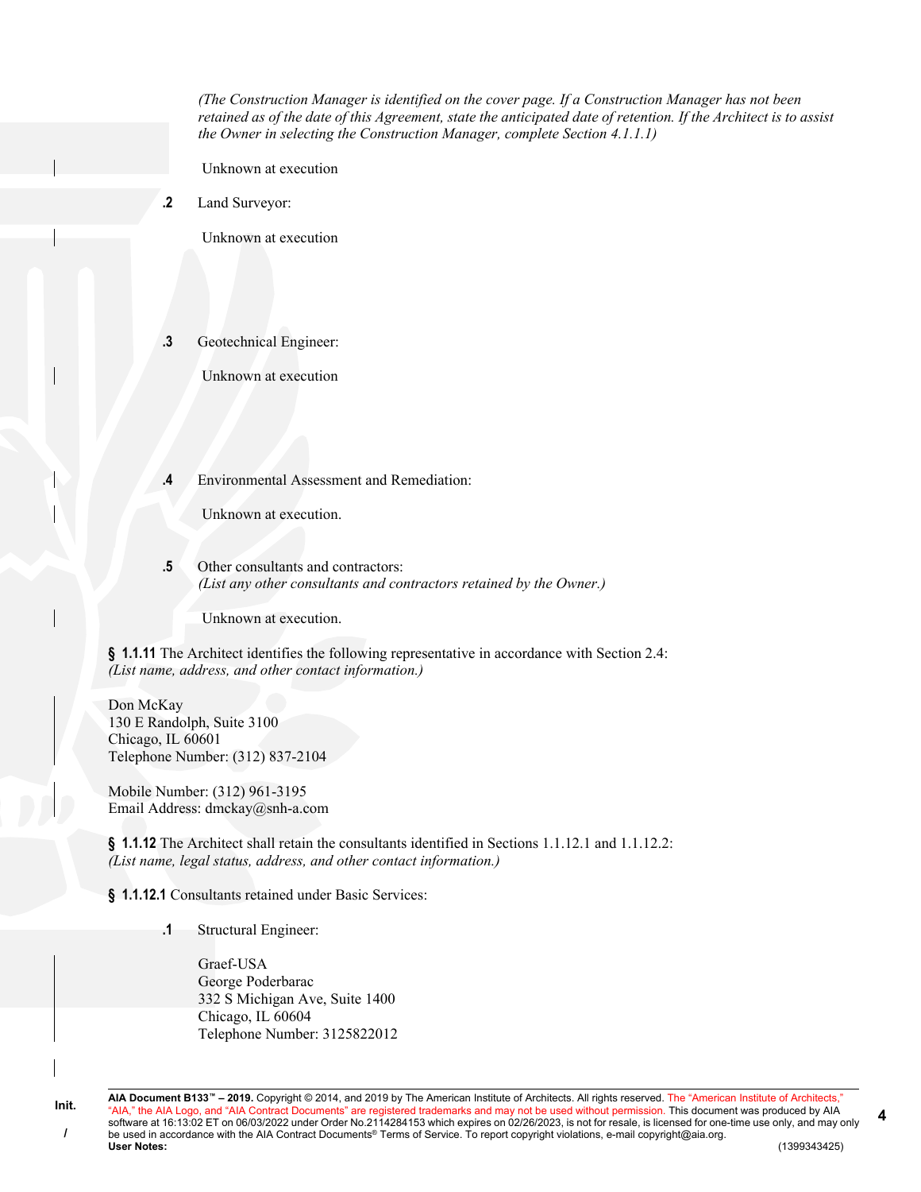*(The Construction Manager is identified on the cover page. If a Construction Manager has not been retained as of the date of this Agreement, state the anticipated date of retention. If the Architect is to assist the Owner in selecting the Construction Manager, complete Section 4.1.1.1)*

Unknown at execution

**.2** Land Surveyor:

Unknown at execution

**.3** Geotechnical Engineer:

Unknown at execution

**.4** Environmental Assessment and Remediation:

Unknown at execution.

**.5** Other consultants and contractors:
*(List any other consultants and contractors retained by the Owner.)*

Unknown at execution.

**§ 1.1.11** The Architect identifies the following representative in accordance with Section 2.4:
*(List name, address, and other contact information.)*

Don McKay
130 E Randolph, Suite 3100
Chicago, IL 60601
Telephone Number: (312) 837-2104

Mobile Number: (312) 961-3195
Email Address: dmckay@snh-a.com

**§ 1.1.12** The Architect shall retain the consultants identified in Sections 1.1.12.1 and 1.1.12.2:
*(List name, legal status, address, and other contact information.)*

**§ 1.1.12.1** Consultants retained under Basic Services:

**.1** Structural Engineer:

Graef-USA
George Poderbarac
332 S Michigan Ave, Suite 1400
Chicago, IL 60604
Telephone Number: 3125822012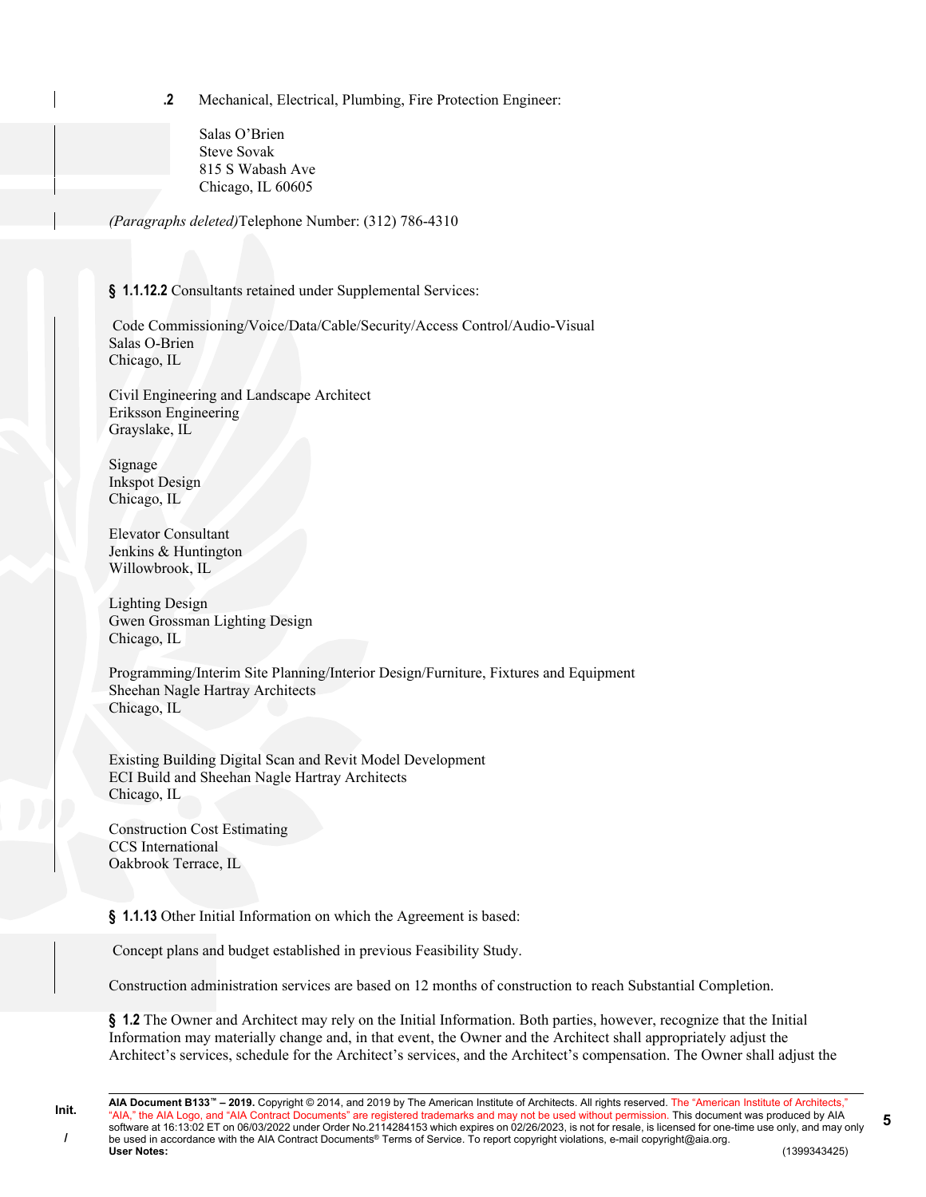**.2** Mechanical, Electrical, Plumbing, Fire Protection Engineer:

Salas O'Brien
Steve Sovak
815 S Wabash Ave
Chicago, IL 60605

*(Paragraphs deleted)*Telephone Number: (312) 786-4310

**§ 1.1.12.2** Consultants retained under Supplemental Services:

Code Commissioning/Voice/Data/Cable/Security/Access Control/Audio-Visual
Salas O-Brien
Chicago, IL

Civil Engineering and Landscape Architect
Eriksson Engineering
Grayslake, IL

Signage
Inkspot Design
Chicago, IL

Elevator Consultant
Jenkins & Huntington
Willowbrook, IL

Lighting Design
Gwen Grossman Lighting Design
Chicago, IL

Programming/Interim Site Planning/Interior Design/Furniture, Fixtures and Equipment
Sheehan Nagle Hartray Architects
Chicago, IL

Existing Building Digital Scan and Revit Model Development
ECI Build and Sheehan Nagle Hartray Architects
Chicago, IL

Construction Cost Estimating
CCS International
Oakbrook Terrace, IL

**§ 1.1.13** Other Initial Information on which the Agreement is based:

Concept plans and budget established in previous Feasibility Study.

Construction administration services are based on 12 months of construction to reach Substantial Completion.

**§ 1.2** The Owner and Architect may rely on the Initial Information. Both parties, however, recognize that the Initial Information may materially change and, in that event, the Owner and the Architect shall appropriately adjust the Architect's services, schedule for the Architect's services, and the Architect's compensation. The Owner shall adjust the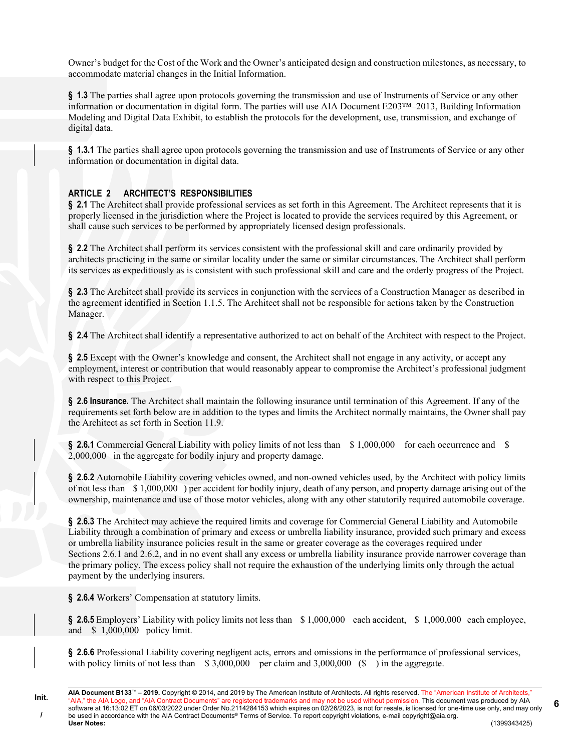Owner's budget for the Cost of the Work and the Owner's anticipated design and construction milestones, as necessary, to accommodate material changes in the Initial Information.

**§ 1.3** The parties shall agree upon protocols governing the transmission and use of Instruments of Service or any other information or documentation in digital form. The parties will use AIA Document E203™–2013, Building Information Modeling and Digital Data Exhibit, to establish the protocols for the development, use, transmission, and exchange of digital data.

**§ 1.3.1** The parties shall agree upon protocols governing the transmission and use of Instruments of Service or any other information or documentation in digital data.

## ARTICLE 2 ARCHITECT'S RESPONSIBILITIES

**§ 2.1** The Architect shall provide professional services as set forth in this Agreement. The Architect represents that it is properly licensed in the jurisdiction where the Project is located to provide the services required by this Agreement, or shall cause such services to be performed by appropriately licensed design professionals.

**§ 2.2** The Architect shall perform its services consistent with the professional skill and care ordinarily provided by architects practicing in the same or similar locality under the same or similar circumstances. The Architect shall perform its services as expeditiously as is consistent with such professional skill and care and the orderly progress of the Project.

**§ 2.3** The Architect shall provide its services in conjunction with the services of a Construction Manager as described in the agreement identified in Section 1.1.5. The Architect shall not be responsible for actions taken by the Construction Manager.

**§ 2.4** The Architect shall identify a representative authorized to act on behalf of the Architect with respect to the Project.

**§ 2.5** Except with the Owner's knowledge and consent, the Architect shall not engage in any activity, or accept any employment, interest or contribution that would reasonably appear to compromise the Architect's professional judgment with respect to this Project.

**§ 2.6 Insurance.** The Architect shall maintain the following insurance until termination of this Agreement. If any of the requirements set forth below are in addition to the types and limits the Architect normally maintains, the Owner shall pay the Architect as set forth in Section 11.9.

**§ 2.6.1** Commercial General Liability with policy limits of not less than $ 1,000,000 for each occurrence and $ 2,000,000 in the aggregate for bodily injury and property damage.

**§ 2.6.2** Automobile Liability covering vehicles owned, and non-owned vehicles used, by the Architect with policy limits of not less than $ 1,000,000 ) per accident for bodily injury, death of any person, and property damage arising out of the ownership, maintenance and use of those motor vehicles, along with any other statutorily required automobile coverage.

**§ 2.6.3** The Architect may achieve the required limits and coverage for Commercial General Liability and Automobile Liability through a combination of primary and excess or umbrella liability insurance, provided such primary and excess or umbrella liability insurance policies result in the same or greater coverage as the coverages required under Sections 2.6.1 and 2.6.2, and in no event shall any excess or umbrella liability insurance provide narrower coverage than the primary policy. The excess policy shall not require the exhaustion of the underlying limits only through the actual payment by the underlying insurers.

**§ 2.6.4** Workers' Compensation at statutory limits.

**§ 2.6.5** Employers' Liability with policy limits not less than $ 1,000,000 each accident, $ 1,000,000 each employee, and $ 1,000,000 policy limit.

**§ 2.6.6** Professional Liability covering negligent acts, errors and omissions in the performance of professional services, with policy limits of not less than $ 3,000,000 per claim and 3,000,000 ($ ) in the aggregate.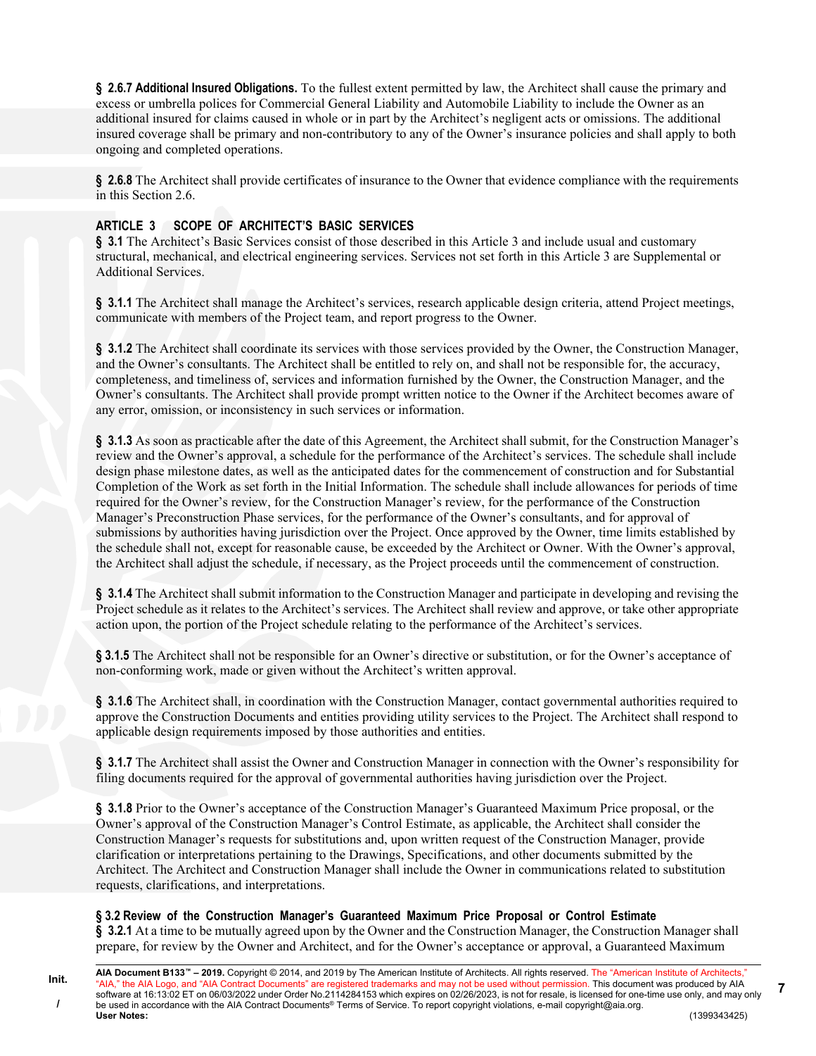**§ 2.6.7 Additional Insured Obligations.** To the fullest extent permitted by law, the Architect shall cause the primary and excess or umbrella polices for Commercial General Liability and Automobile Liability to include the Owner as an additional insured for claims caused in whole or in part by the Architect's negligent acts or omissions. The additional insured coverage shall be primary and non-contributory to any of the Owner's insurance policies and shall apply to both ongoing and completed operations.

**§ 2.6.8** The Architect shall provide certificates of insurance to the Owner that evidence compliance with the requirements in this Section 2.6.

## ARTICLE 3 SCOPE OF ARCHITECT'S BASIC SERVICES

**§ 3.1** The Architect's Basic Services consist of those described in this Article 3 and include usual and customary structural, mechanical, and electrical engineering services. Services not set forth in this Article 3 are Supplemental or Additional Services.

**§ 3.1.1** The Architect shall manage the Architect's services, research applicable design criteria, attend Project meetings, communicate with members of the Project team, and report progress to the Owner.

**§ 3.1.2** The Architect shall coordinate its services with those services provided by the Owner, the Construction Manager, and the Owner's consultants. The Architect shall be entitled to rely on, and shall not be responsible for, the accuracy, completeness, and timeliness of, services and information furnished by the Owner, the Construction Manager, and the Owner's consultants. The Architect shall provide prompt written notice to the Owner if the Architect becomes aware of any error, omission, or inconsistency in such services or information.

**§ 3.1.3** As soon as practicable after the date of this Agreement, the Architect shall submit, for the Construction Manager's review and the Owner's approval, a schedule for the performance of the Architect's services. The schedule shall include design phase milestone dates, as well as the anticipated dates for the commencement of construction and for Substantial Completion of the Work as set forth in the Initial Information. The schedule shall include allowances for periods of time required for the Owner's review, for the Construction Manager's review, for the performance of the Construction Manager's Preconstruction Phase services, for the performance of the Owner's consultants, and for approval of submissions by authorities having jurisdiction over the Project. Once approved by the Owner, time limits established by the schedule shall not, except for reasonable cause, be exceeded by the Architect or Owner. With the Owner's approval, the Architect shall adjust the schedule, if necessary, as the Project proceeds until the commencement of construction.

**§ 3.1.4** The Architect shall submit information to the Construction Manager and participate in developing and revising the Project schedule as it relates to the Architect's services. The Architect shall review and approve, or take other appropriate action upon, the portion of the Project schedule relating to the performance of the Architect's services.

**§ 3.1.5** The Architect shall not be responsible for an Owner's directive or substitution, or for the Owner's acceptance of non-conforming work, made or given without the Architect's written approval.

**§ 3.1.6** The Architect shall, in coordination with the Construction Manager, contact governmental authorities required to approve the Construction Documents and entities providing utility services to the Project. The Architect shall respond to applicable design requirements imposed by those authorities and entities.

**§ 3.1.7** The Architect shall assist the Owner and Construction Manager in connection with the Owner's responsibility for filing documents required for the approval of governmental authorities having jurisdiction over the Project.

**§ 3.1.8** Prior to the Owner's acceptance of the Construction Manager's Guaranteed Maximum Price proposal, or the Owner's approval of the Construction Manager's Control Estimate, as applicable, the Architect shall consider the Construction Manager's requests for substitutions and, upon written request of the Construction Manager, provide clarification or interpretations pertaining to the Drawings, Specifications, and other documents submitted by the Architect. The Architect and Construction Manager shall include the Owner in communications related to substitution requests, clarifications, and interpretations.

### § 3.2 Review of the Construction Manager's Guaranteed Maximum Price Proposal or Control Estimate

**§ 3.2.1** At a time to be mutually agreed upon by the Owner and the Construction Manager, the Construction Manager shall prepare, for review by the Owner and Architect, and for the Owner's acceptance or approval, a Guaranteed Maximum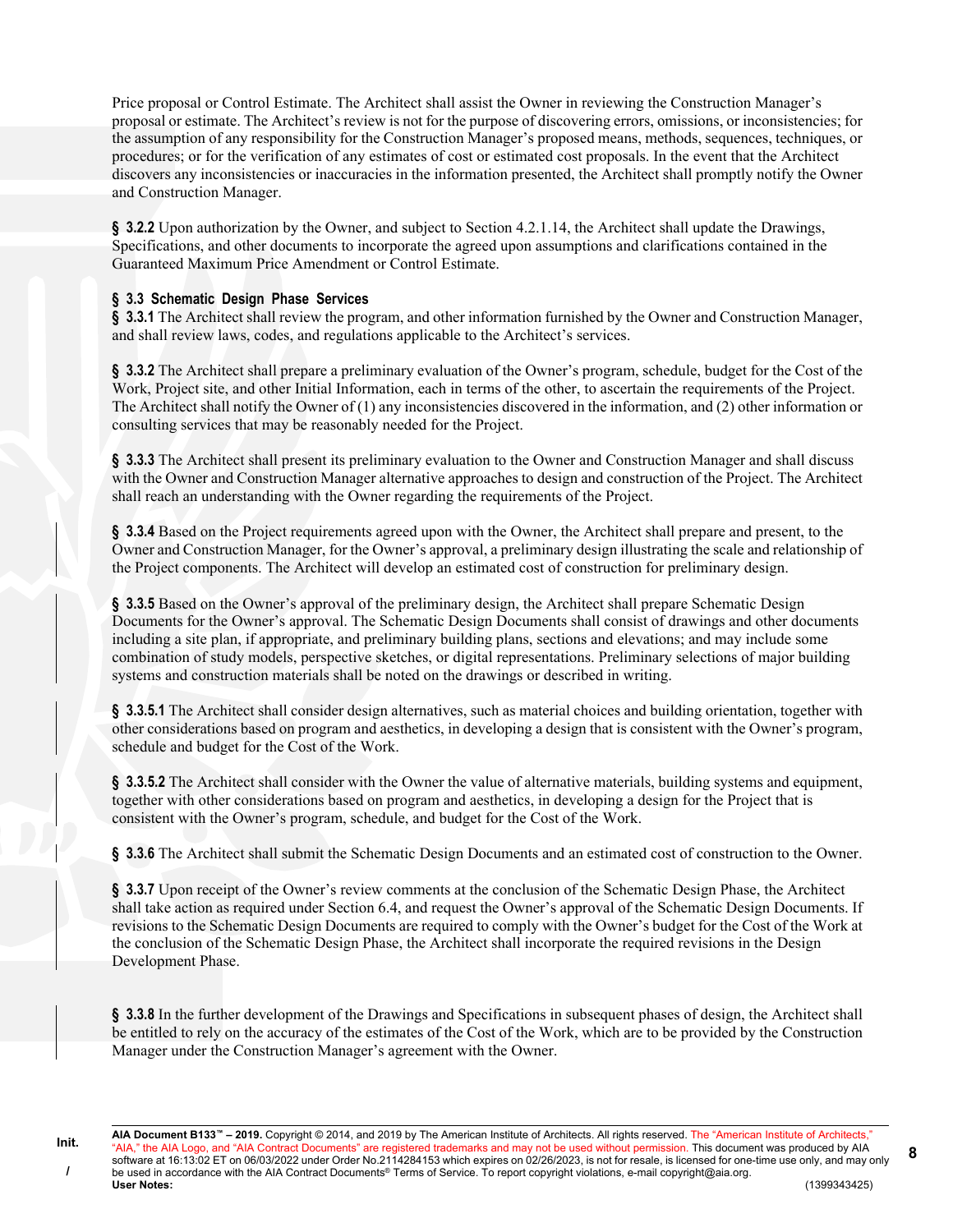Price proposal or Control Estimate. The Architect shall assist the Owner in reviewing the Construction Manager's proposal or estimate. The Architect's review is not for the purpose of discovering errors, omissions, or inconsistencies; for the assumption of any responsibility for the Construction Manager's proposed means, methods, sequences, techniques, or procedures; or for the verification of any estimates of cost or estimated cost proposals. In the event that the Architect discovers any inconsistencies or inaccuracies in the information presented, the Architect shall promptly notify the Owner and Construction Manager.

**§ 3.2.2** Upon authorization by the Owner, and subject to Section 4.2.1.14, the Architect shall update the Drawings, Specifications, and other documents to incorporate the agreed upon assumptions and clarifications contained in the Guaranteed Maximum Price Amendment or Control Estimate.

**§ 3.3 Schematic Design Phase Services**

**§ 3.3.1** The Architect shall review the program, and other information furnished by the Owner and Construction Manager, and shall review laws, codes, and regulations applicable to the Architect's services.

**§ 3.3.2** The Architect shall prepare a preliminary evaluation of the Owner's program, schedule, budget for the Cost of the Work, Project site, and other Initial Information, each in terms of the other, to ascertain the requirements of the Project. The Architect shall notify the Owner of (1) any inconsistencies discovered in the information, and (2) other information or consulting services that may be reasonably needed for the Project.

**§ 3.3.3** The Architect shall present its preliminary evaluation to the Owner and Construction Manager and shall discuss with the Owner and Construction Manager alternative approaches to design and construction of the Project. The Architect shall reach an understanding with the Owner regarding the requirements of the Project.

**§ 3.3.4** Based on the Project requirements agreed upon with the Owner, the Architect shall prepare and present, to the Owner and Construction Manager, for the Owner's approval, a preliminary design illustrating the scale and relationship of the Project components. The Architect will develop an estimated cost of construction for preliminary design.

**§ 3.3.5** Based on the Owner's approval of the preliminary design, the Architect shall prepare Schematic Design Documents for the Owner's approval. The Schematic Design Documents shall consist of drawings and other documents including a site plan, if appropriate, and preliminary building plans, sections and elevations; and may include some combination of study models, perspective sketches, or digital representations. Preliminary selections of major building systems and construction materials shall be noted on the drawings or described in writing.

**§ 3.3.5.1** The Architect shall consider design alternatives, such as material choices and building orientation, together with other considerations based on program and aesthetics, in developing a design that is consistent with the Owner's program, schedule and budget for the Cost of the Work.

**§ 3.3.5.2** The Architect shall consider with the Owner the value of alternative materials, building systems and equipment, together with other considerations based on program and aesthetics, in developing a design for the Project that is consistent with the Owner's program, schedule, and budget for the Cost of the Work.

**§ 3.3.6** The Architect shall submit the Schematic Design Documents and an estimated cost of construction to the Owner.

**§ 3.3.7** Upon receipt of the Owner's review comments at the conclusion of the Schematic Design Phase, the Architect shall take action as required under Section 6.4, and request the Owner's approval of the Schematic Design Documents. If revisions to the Schematic Design Documents are required to comply with the Owner's budget for the Cost of the Work at the conclusion of the Schematic Design Phase, the Architect shall incorporate the required revisions in the Design Development Phase.

**§ 3.3.8** In the further development of the Drawings and Specifications in subsequent phases of design, the Architect shall be entitled to rely on the accuracy of the estimates of the Cost of the Work, which are to be provided by the Construction Manager under the Construction Manager's agreement with the Owner.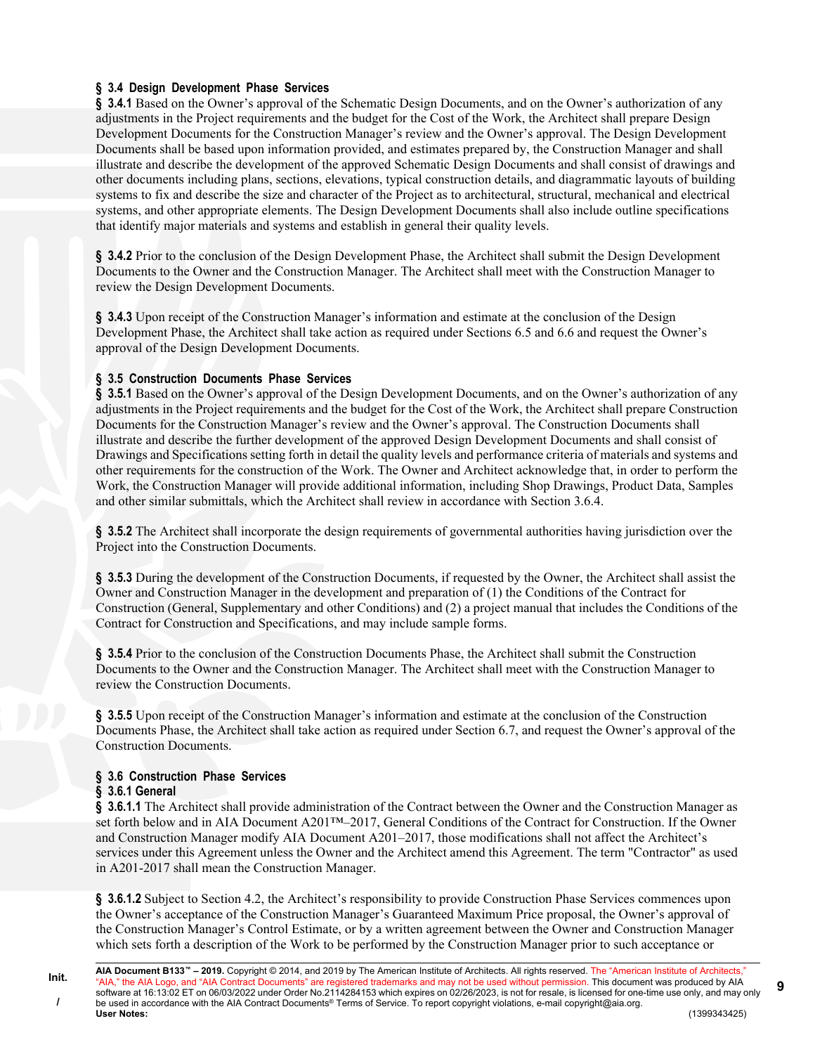**§ 3.4 Design Development Phase Services**

**§ 3.4.1** Based on the Owner's approval of the Schematic Design Documents, and on the Owner's authorization of any adjustments in the Project requirements and the budget for the Cost of the Work, the Architect shall prepare Design Development Documents for the Construction Manager's review and the Owner's approval. The Design Development Documents shall be based upon information provided, and estimates prepared by, the Construction Manager and shall illustrate and describe the development of the approved Schematic Design Documents and shall consist of drawings and other documents including plans, sections, elevations, typical construction details, and diagrammatic layouts of building systems to fix and describe the size and character of the Project as to architectural, structural, mechanical and electrical systems, and other appropriate elements. The Design Development Documents shall also include outline specifications that identify major materials and systems and establish in general their quality levels.

**§ 3.4.2** Prior to the conclusion of the Design Development Phase, the Architect shall submit the Design Development Documents to the Owner and the Construction Manager. The Architect shall meet with the Construction Manager to review the Design Development Documents.

**§ 3.4.3** Upon receipt of the Construction Manager's information and estimate at the conclusion of the Design Development Phase, the Architect shall take action as required under Sections 6.5 and 6.6 and request the Owner's approval of the Design Development Documents.

**§ 3.5 Construction Documents Phase Services**

**§ 3.5.1** Based on the Owner's approval of the Design Development Documents, and on the Owner's authorization of any adjustments in the Project requirements and the budget for the Cost of the Work, the Architect shall prepare Construction Documents for the Construction Manager's review and the Owner's approval. The Construction Documents shall illustrate and describe the further development of the approved Design Development Documents and shall consist of Drawings and Specifications setting forth in detail the quality levels and performance criteria of materials and systems and other requirements for the construction of the Work. The Owner and Architect acknowledge that, in order to perform the Work, the Construction Manager will provide additional information, including Shop Drawings, Product Data, Samples and other similar submittals, which the Architect shall review in accordance with Section 3.6.4.

**§ 3.5.2** The Architect shall incorporate the design requirements of governmental authorities having jurisdiction over the Project into the Construction Documents.

**§ 3.5.3** During the development of the Construction Documents, if requested by the Owner, the Architect shall assist the Owner and Construction Manager in the development and preparation of (1) the Conditions of the Contract for Construction (General, Supplementary and other Conditions) and (2) a project manual that includes the Conditions of the Contract for Construction and Specifications, and may include sample forms.

**§ 3.5.4** Prior to the conclusion of the Construction Documents Phase, the Architect shall submit the Construction Documents to the Owner and the Construction Manager. The Architect shall meet with the Construction Manager to review the Construction Documents.

**§ 3.5.5** Upon receipt of the Construction Manager's information and estimate at the conclusion of the Construction Documents Phase, the Architect shall take action as required under Section 6.7, and request the Owner's approval of the Construction Documents.

**§ 3.6 Construction Phase Services**

**§ 3.6.1 General**

**§ 3.6.1.1** The Architect shall provide administration of the Contract between the Owner and the Construction Manager as set forth below and in AIA Document A201™–2017, General Conditions of the Contract for Construction. If the Owner and Construction Manager modify AIA Document A201–2017, those modifications shall not affect the Architect's services under this Agreement unless the Owner and the Architect amend this Agreement. The term "Contractor" as used in A201-2017 shall mean the Construction Manager.

**§ 3.6.1.2** Subject to Section 4.2, the Architect's responsibility to provide Construction Phase Services commences upon the Owner's acceptance of the Construction Manager's Guaranteed Maximum Price proposal, the Owner's approval of the Construction Manager's Control Estimate, or by a written agreement between the Owner and Construction Manager which sets forth a description of the Work to be performed by the Construction Manager prior to such acceptance or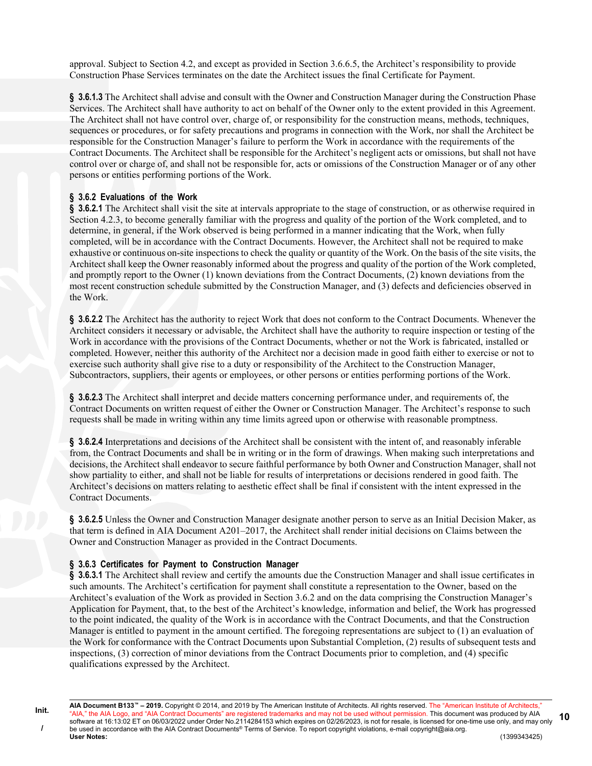approval. Subject to Section 4.2, and except as provided in Section 3.6.6.5, the Architect's responsibility to provide Construction Phase Services terminates on the date the Architect issues the final Certificate for Payment.

**§ 3.6.1.3** The Architect shall advise and consult with the Owner and Construction Manager during the Construction Phase Services. The Architect shall have authority to act on behalf of the Owner only to the extent provided in this Agreement. The Architect shall not have control over, charge of, or responsibility for the construction means, methods, techniques, sequences or procedures, or for safety precautions and programs in connection with the Work, nor shall the Architect be responsible for the Construction Manager's failure to perform the Work in accordance with the requirements of the Contract Documents. The Architect shall be responsible for the Architect's negligent acts or omissions, but shall not have control over or charge of, and shall not be responsible for, acts or omissions of the Construction Manager or of any other persons or entities performing portions of the Work.

### § 3.6.2 Evaluations of the Work

**§ 3.6.2.1** The Architect shall visit the site at intervals appropriate to the stage of construction, or as otherwise required in Section 4.2.3, to become generally familiar with the progress and quality of the portion of the Work completed, and to determine, in general, if the Work observed is being performed in a manner indicating that the Work, when fully completed, will be in accordance with the Contract Documents. However, the Architect shall not be required to make exhaustive or continuous on-site inspections to check the quality or quantity of the Work. On the basis of the site visits, the Architect shall keep the Owner reasonably informed about the progress and quality of the portion of the Work completed, and promptly report to the Owner (1) known deviations from the Contract Documents, (2) known deviations from the most recent construction schedule submitted by the Construction Manager, and (3) defects and deficiencies observed in the Work.

**§ 3.6.2.2** The Architect has the authority to reject Work that does not conform to the Contract Documents. Whenever the Architect considers it necessary or advisable, the Architect shall have the authority to require inspection or testing of the Work in accordance with the provisions of the Contract Documents, whether or not the Work is fabricated, installed or completed. However, neither this authority of the Architect nor a decision made in good faith either to exercise or not to exercise such authority shall give rise to a duty or responsibility of the Architect to the Construction Manager, Subcontractors, suppliers, their agents or employees, or other persons or entities performing portions of the Work.

**§ 3.6.2.3** The Architect shall interpret and decide matters concerning performance under, and requirements of, the Contract Documents on written request of either the Owner or Construction Manager. The Architect's response to such requests shall be made in writing within any time limits agreed upon or otherwise with reasonable promptness.

**§ 3.6.2.4** Interpretations and decisions of the Architect shall be consistent with the intent of, and reasonably inferable from, the Contract Documents and shall be in writing or in the form of drawings. When making such interpretations and decisions, the Architect shall endeavor to secure faithful performance by both Owner and Construction Manager, shall not show partiality to either, and shall not be liable for results of interpretations or decisions rendered in good faith. The Architect's decisions on matters relating to aesthetic effect shall be final if consistent with the intent expressed in the Contract Documents.

**§ 3.6.2.5** Unless the Owner and Construction Manager designate another person to serve as an Initial Decision Maker, as that term is defined in AIA Document A201–2017, the Architect shall render initial decisions on Claims between the Owner and Construction Manager as provided in the Contract Documents.

### § 3.6.3 Certificates for Payment to Construction Manager

**§ 3.6.3.1** The Architect shall review and certify the amounts due the Construction Manager and shall issue certificates in such amounts. The Architect's certification for payment shall constitute a representation to the Owner, based on the Architect's evaluation of the Work as provided in Section 3.6.2 and on the data comprising the Construction Manager's Application for Payment, that, to the best of the Architect's knowledge, information and belief, the Work has progressed to the point indicated, the quality of the Work is in accordance with the Contract Documents, and that the Construction Manager is entitled to payment in the amount certified. The foregoing representations are subject to (1) an evaluation of the Work for conformance with the Contract Documents upon Substantial Completion, (2) results of subsequent tests and inspections, (3) correction of minor deviations from the Contract Documents prior to completion, and (4) specific qualifications expressed by the Architect.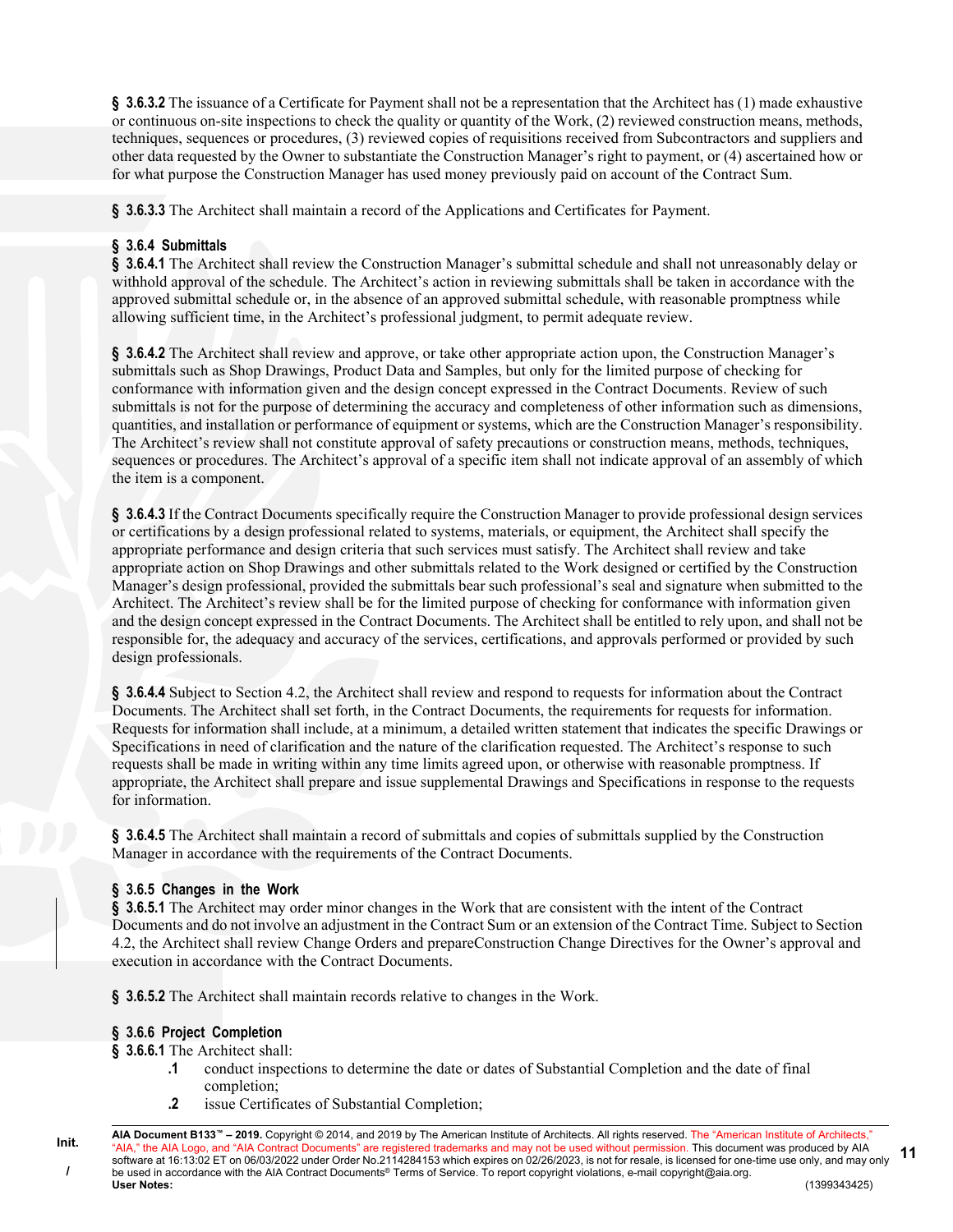**§ 3.6.3.2** The issuance of a Certificate for Payment shall not be a representation that the Architect has (1) made exhaustive or continuous on-site inspections to check the quality or quantity of the Work, (2) reviewed construction means, methods, techniques, sequences or procedures, (3) reviewed copies of requisitions received from Subcontractors and suppliers and other data requested by the Owner to substantiate the Construction Manager's right to payment, or (4) ascertained how or for what purpose the Construction Manager has used money previously paid on account of the Contract Sum.

**§ 3.6.3.3** The Architect shall maintain a record of the Applications and Certificates for Payment.

**§ 3.6.4 Submittals**

**§ 3.6.4.1** The Architect shall review the Construction Manager's submittal schedule and shall not unreasonably delay or withhold approval of the schedule. The Architect's action in reviewing submittals shall be taken in accordance with the approved submittal schedule or, in the absence of an approved submittal schedule, with reasonable promptness while allowing sufficient time, in the Architect's professional judgment, to permit adequate review.

**§ 3.6.4.2** The Architect shall review and approve, or take other appropriate action upon, the Construction Manager's submittals such as Shop Drawings, Product Data and Samples, but only for the limited purpose of checking for conformance with information given and the design concept expressed in the Contract Documents. Review of such submittals is not for the purpose of determining the accuracy and completeness of other information such as dimensions, quantities, and installation or performance of equipment or systems, which are the Construction Manager's responsibility. The Architect's review shall not constitute approval of safety precautions or construction means, methods, techniques, sequences or procedures. The Architect's approval of a specific item shall not indicate approval of an assembly of which the item is a component.

**§ 3.6.4.3** If the Contract Documents specifically require the Construction Manager to provide professional design services or certifications by a design professional related to systems, materials, or equipment, the Architect shall specify the appropriate performance and design criteria that such services must satisfy. The Architect shall review and take appropriate action on Shop Drawings and other submittals related to the Work designed or certified by the Construction Manager's design professional, provided the submittals bear such professional's seal and signature when submitted to the Architect. The Architect's review shall be for the limited purpose of checking for conformance with information given and the design concept expressed in the Contract Documents. The Architect shall be entitled to rely upon, and shall not be responsible for, the adequacy and accuracy of the services, certifications, and approvals performed or provided by such design professionals.

**§ 3.6.4.4** Subject to Section 4.2, the Architect shall review and respond to requests for information about the Contract Documents. The Architect shall set forth, in the Contract Documents, the requirements for requests for information. Requests for information shall include, at a minimum, a detailed written statement that indicates the specific Drawings or Specifications in need of clarification and the nature of the clarification requested. The Architect's response to such requests shall be made in writing within any time limits agreed upon, or otherwise with reasonable promptness. If appropriate, the Architect shall prepare and issue supplemental Drawings and Specifications in response to the requests for information.

**§ 3.6.4.5** The Architect shall maintain a record of submittals and copies of submittals supplied by the Construction Manager in accordance with the requirements of the Contract Documents.

**§ 3.6.5 Changes in the Work**

**§ 3.6.5.1** The Architect may order minor changes in the Work that are consistent with the intent of the Contract Documents and do not involve an adjustment in the Contract Sum or an extension of the Contract Time. Subject to Section 4.2, the Architect shall review Change Orders and prepareConstruction Change Directives for the Owner's approval and execution in accordance with the Contract Documents.

**§ 3.6.5.2** The Architect shall maintain records relative to changes in the Work.

**§ 3.6.6 Project Completion**

**§ 3.6.6.1** The Architect shall:

**.1** conduct inspections to determine the date or dates of Substantial Completion and the date of final completion;

**.2** issue Certificates of Substantial Completion;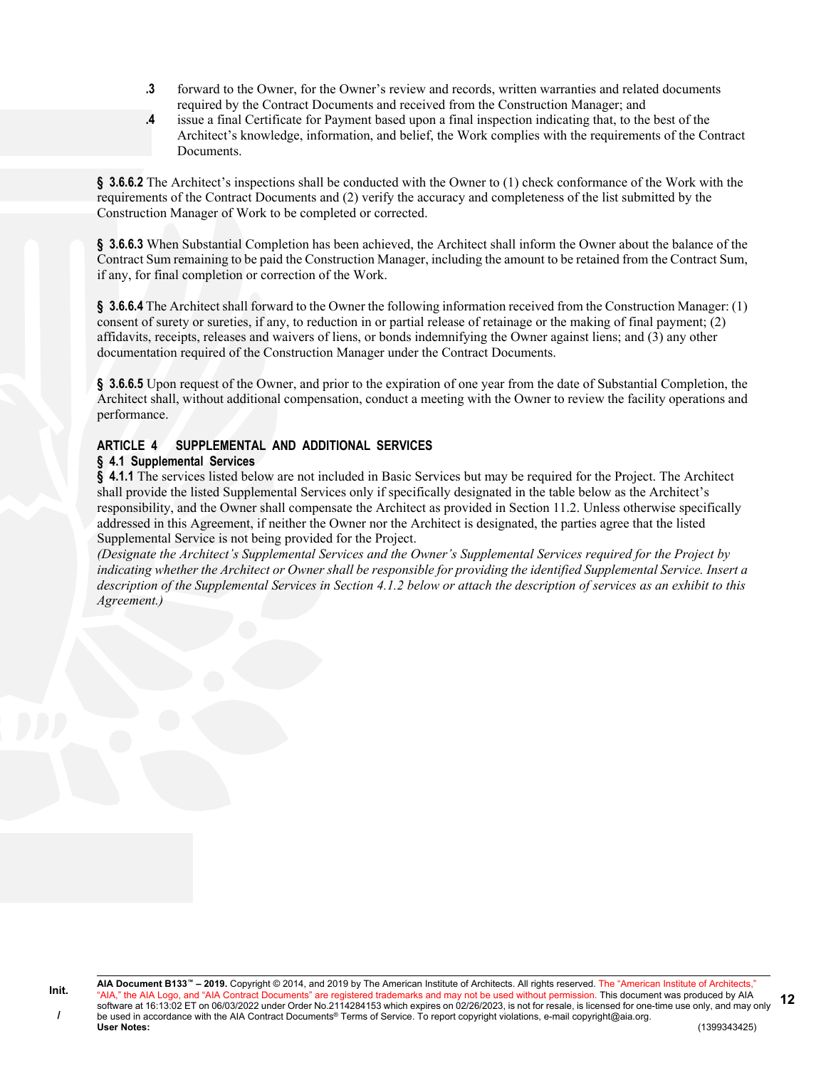.3 forward to the Owner, for the Owner's review and records, written warranties and related documents required by the Contract Documents and received from the Construction Manager; and

.4 issue a final Certificate for Payment based upon a final inspection indicating that, to the best of the Architect's knowledge, information, and belief, the Work complies with the requirements of the Contract Documents.

**§ 3.6.6.2** The Architect's inspections shall be conducted with the Owner to (1) check conformance of the Work with the requirements of the Contract Documents and (2) verify the accuracy and completeness of the list submitted by the Construction Manager of Work to be completed or corrected.

**§ 3.6.6.3** When Substantial Completion has been achieved, the Architect shall inform the Owner about the balance of the Contract Sum remaining to be paid the Construction Manager, including the amount to be retained from the Contract Sum, if any, for final completion or correction of the Work.

**§ 3.6.6.4** The Architect shall forward to the Owner the following information received from the Construction Manager: (1) consent of surety or sureties, if any, to reduction in or partial release of retainage or the making of final payment; (2) affidavits, receipts, releases and waivers of liens, or bonds indemnifying the Owner against liens; and (3) any other documentation required of the Construction Manager under the Contract Documents.

**§ 3.6.6.5** Upon request of the Owner, and prior to the expiration of one year from the date of Substantial Completion, the Architect shall, without additional compensation, conduct a meeting with the Owner to review the facility operations and performance.

## ARTICLE 4 SUPPLEMENTAL AND ADDITIONAL SERVICES

### § 4.1 Supplemental Services

**§ 4.1.1** The services listed below are not included in Basic Services but may be required for the Project. The Architect shall provide the listed Supplemental Services only if specifically designated in the table below as the Architect's responsibility, and the Owner shall compensate the Architect as provided in Section 11.2. Unless otherwise specifically addressed in this Agreement, if neither the Owner nor the Architect is designated, the parties agree that the listed Supplemental Service is not being provided for the Project.

*(Designate the Architect's Supplemental Services and the Owner's Supplemental Services required for the Project by indicating whether the Architect or Owner shall be responsible for providing the identified Supplemental Service. Insert a description of the Supplemental Services in Section 4.1.2 below or attach the description of services as an exhibit to this Agreement.)*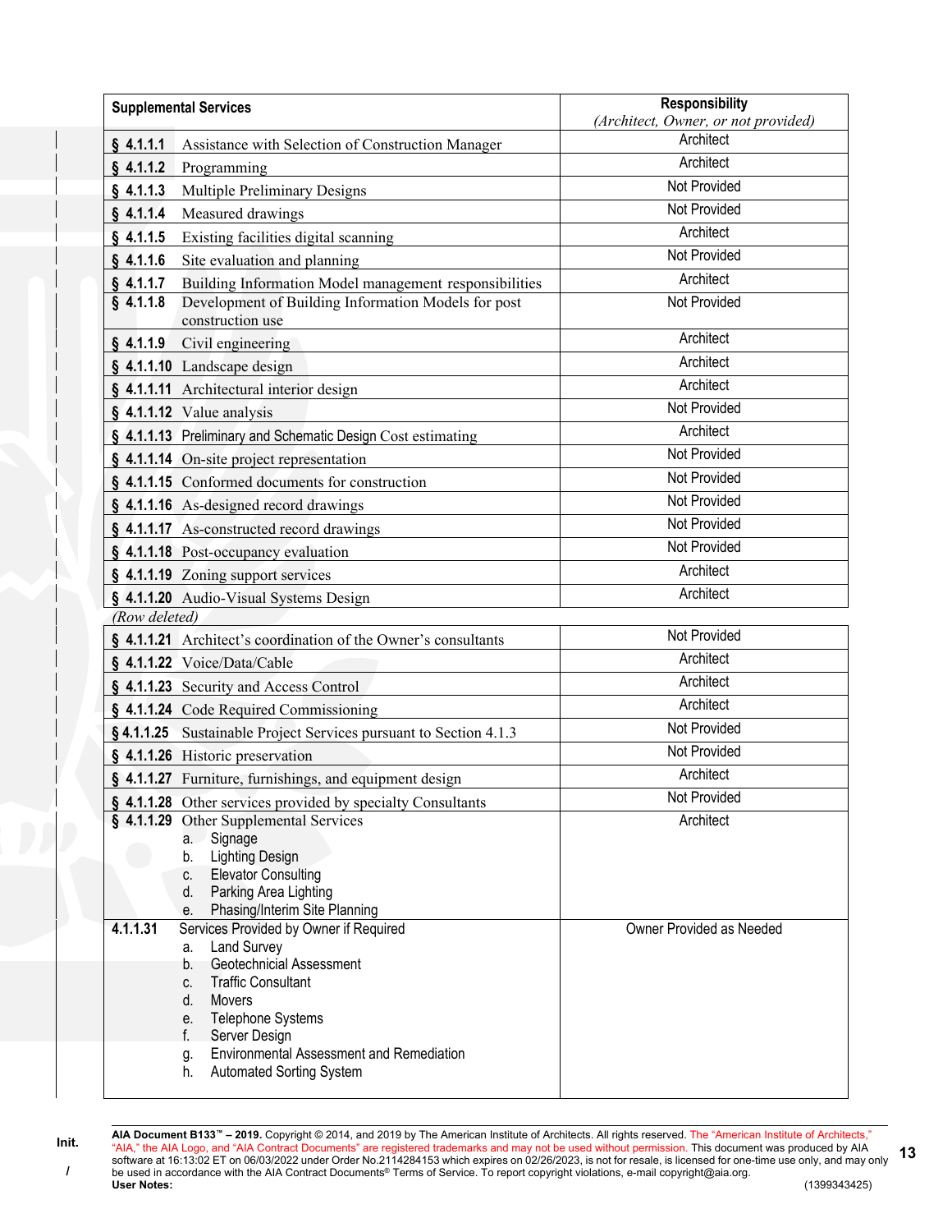| Supplemental Services | Responsibility<br>*(Architect, Owner, or not provided)* |
|---|---|
| **§ 4.1.1.1** Assistance with Selection of Construction Manager | Architect |
| **§ 4.1.1.2** Programming | Architect |
| **§ 4.1.1.3** Multiple Preliminary Designs | Not Provided |
| **§ 4.1.1.4** Measured drawings | Not Provided |
| **§ 4.1.1.5** Existing facilities digital scanning | Architect |
| **§ 4.1.1.6** Site evaluation and planning | Not Provided |
| **§ 4.1.1.7** Building Information Model management responsibilities | Architect |
| **§ 4.1.1.8** Development of Building Information Models for post construction use | Not Provided |
| **§ 4.1.1.9** Civil engineering | Architect |
| **§ 4.1.1.10** Landscape design | Architect |
| **§ 4.1.1.11** Architectural interior design | Architect |
| **§ 4.1.1.12** Value analysis | Not Provided |
| **§ 4.1.1.13** Preliminary and Schematic Design Cost estimating | Architect |
| **§ 4.1.1.14** On-site project representation | Not Provided |
| **§ 4.1.1.15** Conformed documents for construction | Not Provided |
| **§ 4.1.1.16** As-designed record drawings | Not Provided |
| **§ 4.1.1.17** As-constructed record drawings | Not Provided |
| **§ 4.1.1.18** Post-occupancy evaluation | Not Provided |
| **§ 4.1.1.19** Zoning support services | Architect |
| **§ 4.1.1.20** Audio-Visual Systems Design | Architect |
| *(Row deleted)* | |
| **§ 4.1.1.21** Architect's coordination of the Owner's consultants | Not Provided |
| **§ 4.1.1.22** Voice/Data/Cable | Architect |
| **§ 4.1.1.23** Security and Access Control | Architect |
| **§ 4.1.1.24** Code Required Commissioning | Architect |
| **§ 4.1.1.25** Sustainable Project Services pursuant to Section 4.1.3 | Not Provided |
| **§ 4.1.1.26** Historic preservation | Not Provided |
| **§ 4.1.1.27** Furniture, furnishings, and equipment design | Architect |
| **§ 4.1.1.28** Other services provided by specialty Consultants | Not Provided |
| **§ 4.1.1.29** Other Supplemental Services<br>a. Signage<br>b. Lighting Design<br>c. Elevator Consulting<br>d. Parking Area Lighting<br>e. Phasing/Interim Site Planning | Architect |
| **4.1.1.31** Services Provided by Owner if Required<br>a. Land Survey<br>b. Geotechnicial Assessment<br>c. Traffic Consultant<br>d. Movers<br>e. Telephone Systems<br>f. Server Design<br>g. Environmental Assessment and Remediation<br>h. Automated Sorting System | Owner Provided as Needed |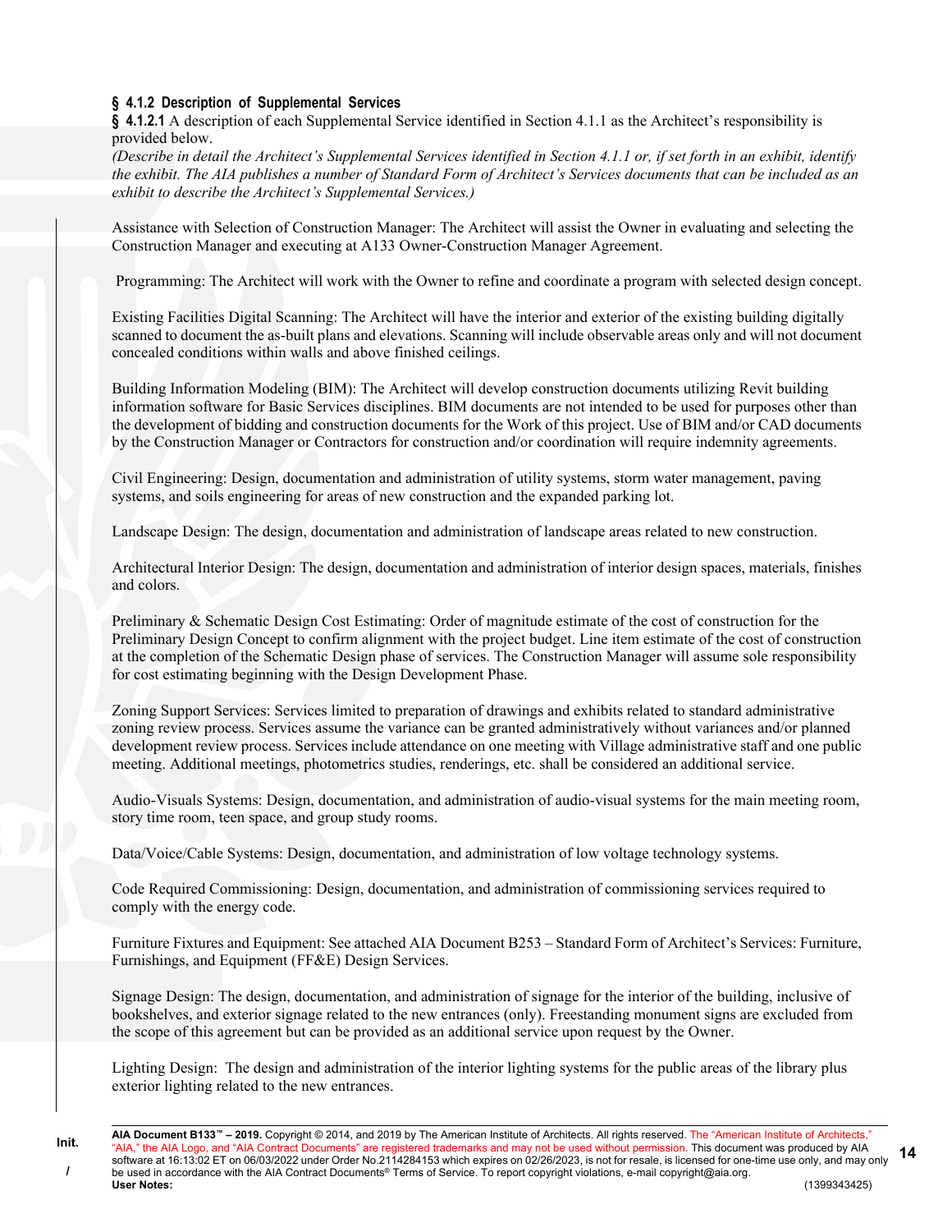### § 4.1.2 Description of Supplemental Services

**§ 4.1.2.1** A description of each Supplemental Service identified in Section 4.1.1 as the Architect's responsibility is provided below.

*(Describe in detail the Architect's Supplemental Services identified in Section 4.1.1 or, if set forth in an exhibit, identify the exhibit. The AIA publishes a number of Standard Form of Architect's Services documents that can be included as an exhibit to describe the Architect's Supplemental Services.)*

Assistance with Selection of Construction Manager: The Architect will assist the Owner in evaluating and selecting the Construction Manager and executing at A133 Owner-Construction Manager Agreement.

Programming: The Architect will work with the Owner to refine and coordinate a program with selected design concept.

Existing Facilities Digital Scanning: The Architect will have the interior and exterior of the existing building digitally scanned to document the as-built plans and elevations. Scanning will include observable areas only and will not document concealed conditions within walls and above finished ceilings.

Building Information Modeling (BIM): The Architect will develop construction documents utilizing Revit building information software for Basic Services disciplines. BIM documents are not intended to be used for purposes other than the development of bidding and construction documents for the Work of this project. Use of BIM and/or CAD documents by the Construction Manager or Contractors for construction and/or coordination will require indemnity agreements.

Civil Engineering: Design, documentation and administration of utility systems, storm water management, paving systems, and soils engineering for areas of new construction and the expanded parking lot.

Landscape Design: The design, documentation and administration of landscape areas related to new construction.

Architectural Interior Design: The design, documentation and administration of interior design spaces, materials, finishes and colors.

Preliminary & Schematic Design Cost Estimating: Order of magnitude estimate of the cost of construction for the Preliminary Design Concept to confirm alignment with the project budget. Line item estimate of the cost of construction at the completion of the Schematic Design phase of services. The Construction Manager will assume sole responsibility for cost estimating beginning with the Design Development Phase.

Zoning Support Services: Services limited to preparation of drawings and exhibits related to standard administrative zoning review process. Services assume the variance can be granted administratively without variances and/or planned development review process. Services include attendance on one meeting with Village administrative staff and one public meeting. Additional meetings, photometrics studies, renderings, etc. shall be considered an additional service.

Audio-Visuals Systems: Design, documentation, and administration of audio-visual systems for the main meeting room, story time room, teen space, and group study rooms.

Data/Voice/Cable Systems: Design, documentation, and administration of low voltage technology systems.

Code Required Commissioning: Design, documentation, and administration of commissioning services required to comply with the energy code.

Furniture Fixtures and Equipment: See attached AIA Document B253 – Standard Form of Architect's Services: Furniture, Furnishings, and Equipment (FF&E) Design Services.

Signage Design: The design, documentation, and administration of signage for the interior of the building, inclusive of bookshelves, and exterior signage related to the new entrances (only). Freestanding monument signs are excluded from the scope of this agreement but can be provided as an additional service upon request by the Owner.

Lighting Design: The design and administration of the interior lighting systems for the public areas of the library plus exterior lighting related to the new entrances.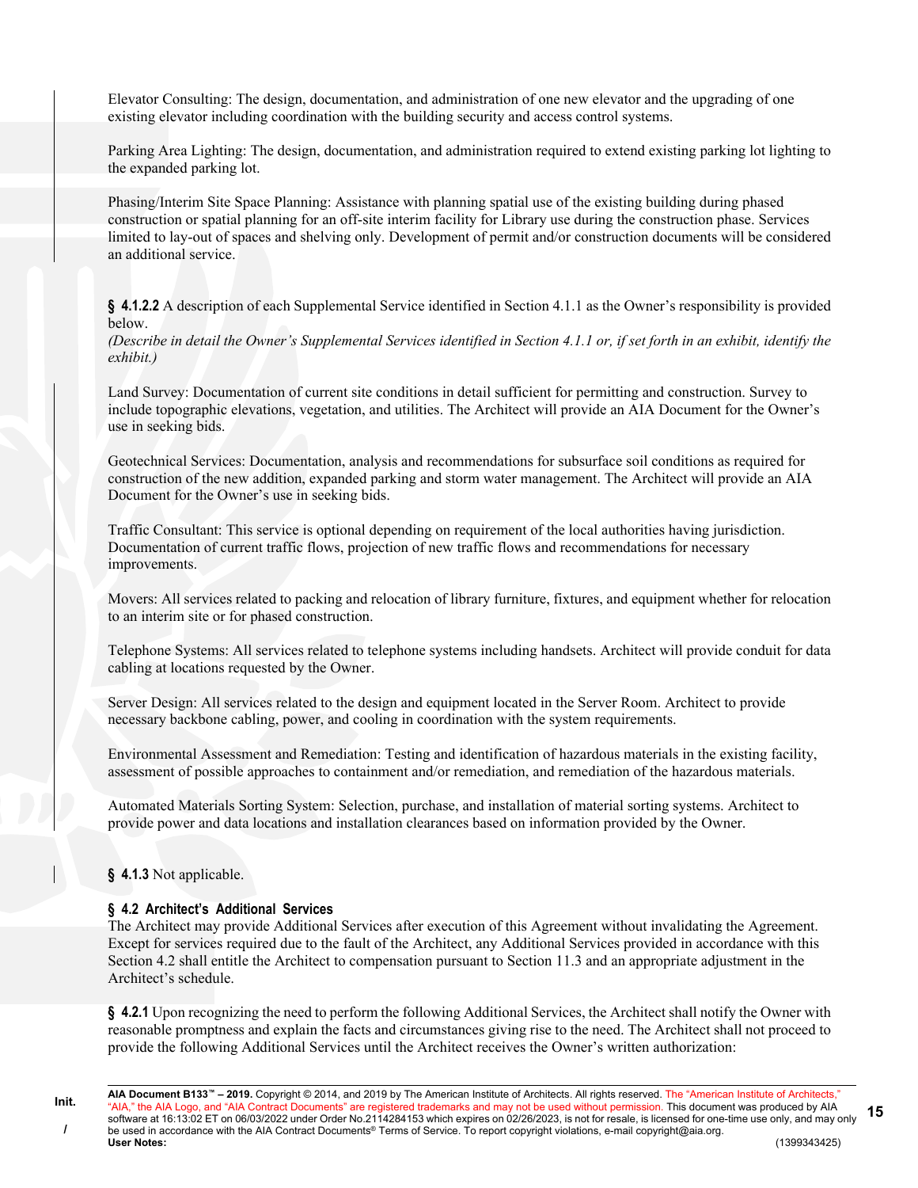Elevator Consulting: The design, documentation, and administration of one new elevator and the upgrading of one existing elevator including coordination with the building security and access control systems.

Parking Area Lighting: The design, documentation, and administration required to extend existing parking lot lighting to the expanded parking lot.

Phasing/Interim Site Space Planning: Assistance with planning spatial use of the existing building during phased construction or spatial planning for an off-site interim facility for Library use during the construction phase. Services limited to lay-out of spaces and shelving only. Development of permit and/or construction documents will be considered an additional service.

**§ 4.1.2.2** A description of each Supplemental Service identified in Section 4.1.1 as the Owner's responsibility is provided below.
*(Describe in detail the Owner's Supplemental Services identified in Section 4.1.1 or, if set forth in an exhibit, identify the exhibit.)*

Land Survey: Documentation of current site conditions in detail sufficient for permitting and construction. Survey to include topographic elevations, vegetation, and utilities. The Architect will provide an AIA Document for the Owner's use in seeking bids.

Geotechnical Services: Documentation, analysis and recommendations for subsurface soil conditions as required for construction of the new addition, expanded parking and storm water management. The Architect will provide an AIA Document for the Owner's use in seeking bids.

Traffic Consultant: This service is optional depending on requirement of the local authorities having jurisdiction. Documentation of current traffic flows, projection of new traffic flows and recommendations for necessary improvements.

Movers: All services related to packing and relocation of library furniture, fixtures, and equipment whether for relocation to an interim site or for phased construction.

Telephone Systems: All services related to telephone systems including handsets. Architect will provide conduit for data cabling at locations requested by the Owner.

Server Design: All services related to the design and equipment located in the Server Room. Architect to provide necessary backbone cabling, power, and cooling in coordination with the system requirements.

Environmental Assessment and Remediation: Testing and identification of hazardous materials in the existing facility, assessment of possible approaches to containment and/or remediation, and remediation of the hazardous materials.

Automated Materials Sorting System: Selection, purchase, and installation of material sorting systems. Architect to provide power and data locations and installation clearances based on information provided by the Owner.

**§ 4.1.3** Not applicable.

## § 4.2 Architect's Additional Services

The Architect may provide Additional Services after execution of this Agreement without invalidating the Agreement. Except for services required due to the fault of the Architect, any Additional Services provided in accordance with this Section 4.2 shall entitle the Architect to compensation pursuant to Section 11.3 and an appropriate adjustment in the Architect's schedule.

**§ 4.2.1** Upon recognizing the need to perform the following Additional Services, the Architect shall notify the Owner with reasonable promptness and explain the facts and circumstances giving rise to the need. The Architect shall not proceed to provide the following Additional Services until the Architect receives the Owner's written authorization: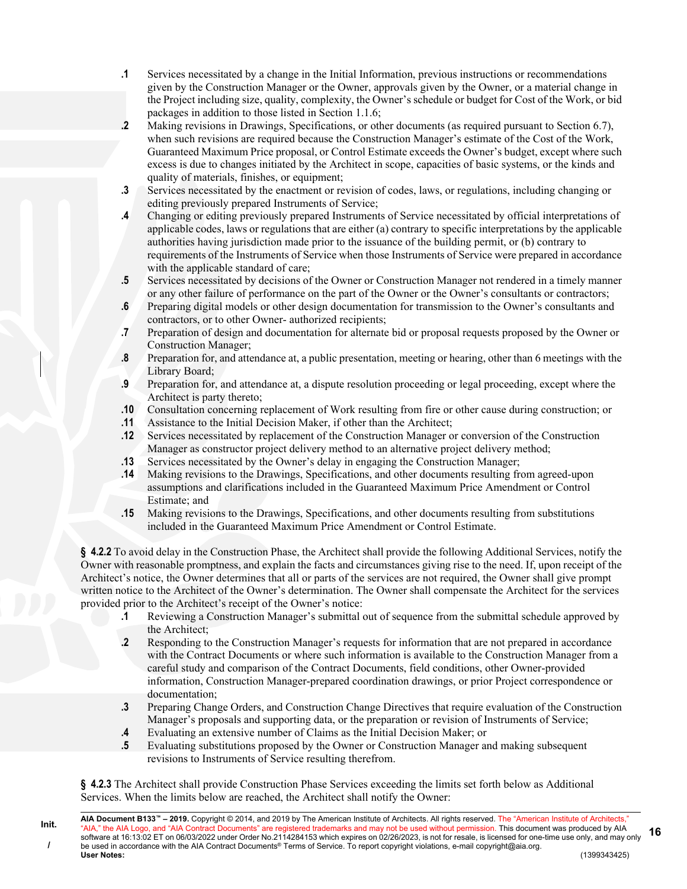**.1** Services necessitated by a change in the Initial Information, previous instructions or recommendations given by the Construction Manager or the Owner, approvals given by the Owner, or a material change in the Project including size, quality, complexity, the Owner's schedule or budget for Cost of the Work, or bid packages in addition to those listed in Section 1.1.6;

**.2** Making revisions in Drawings, Specifications, or other documents (as required pursuant to Section 6.7), when such revisions are required because the Construction Manager's estimate of the Cost of the Work, Guaranteed Maximum Price proposal, or Control Estimate exceeds the Owner's budget, except where such excess is due to changes initiated by the Architect in scope, capacities of basic systems, or the kinds and quality of materials, finishes, or equipment;

**.3** Services necessitated by the enactment or revision of codes, laws, or regulations, including changing or editing previously prepared Instruments of Service;

**.4** Changing or editing previously prepared Instruments of Service necessitated by official interpretations of applicable codes, laws or regulations that are either (a) contrary to specific interpretations by the applicable authorities having jurisdiction made prior to the issuance of the building permit, or (b) contrary to requirements of the Instruments of Service when those Instruments of Service were prepared in accordance with the applicable standard of care;

**.5** Services necessitated by decisions of the Owner or Construction Manager not rendered in a timely manner or any other failure of performance on the part of the Owner or the Owner's consultants or contractors;

**.6** Preparing digital models or other design documentation for transmission to the Owner's consultants and contractors, or to other Owner- authorized recipients;

**.7** Preparation of design and documentation for alternate bid or proposal requests proposed by the Owner or Construction Manager;

**.8** Preparation for, and attendance at, a public presentation, meeting or hearing, other than 6 meetings with the Library Board;

**.9** Preparation for, and attendance at, a dispute resolution proceeding or legal proceeding, except where the Architect is party thereto;

**.10** Consultation concerning replacement of Work resulting from fire or other cause during construction; or

**.11** Assistance to the Initial Decision Maker, if other than the Architect;

**.12** Services necessitated by replacement of the Construction Manager or conversion of the Construction Manager as constructor project delivery method to an alternative project delivery method;

**.13** Services necessitated by the Owner's delay in engaging the Construction Manager;

**.14** Making revisions to the Drawings, Specifications, and other documents resulting from agreed-upon assumptions and clarifications included in the Guaranteed Maximum Price Amendment or Control Estimate; and

**.15** Making revisions to the Drawings, Specifications, and other documents resulting from substitutions included in the Guaranteed Maximum Price Amendment or Control Estimate.

**§ 4.2.2** To avoid delay in the Construction Phase, the Architect shall provide the following Additional Services, notify the Owner with reasonable promptness, and explain the facts and circumstances giving rise to the need. If, upon receipt of the Architect's notice, the Owner determines that all or parts of the services are not required, the Owner shall give prompt written notice to the Architect of the Owner's determination. The Owner shall compensate the Architect for the services provided prior to the Architect's receipt of the Owner's notice:

**.1** Reviewing a Construction Manager's submittal out of sequence from the submittal schedule approved by the Architect;

**.2** Responding to the Construction Manager's requests for information that are not prepared in accordance with the Contract Documents or where such information is available to the Construction Manager from a careful study and comparison of the Contract Documents, field conditions, other Owner-provided information, Construction Manager-prepared coordination drawings, or prior Project correspondence or documentation;

**.3** Preparing Change Orders, and Construction Change Directives that require evaluation of the Construction Manager's proposals and supporting data, or the preparation or revision of Instruments of Service;

**.4** Evaluating an extensive number of Claims as the Initial Decision Maker; or

**.5** Evaluating substitutions proposed by the Owner or Construction Manager and making subsequent revisions to Instruments of Service resulting therefrom.

**§ 4.2.3** The Architect shall provide Construction Phase Services exceeding the limits set forth below as Additional Services. When the limits below are reached, the Architect shall notify the Owner: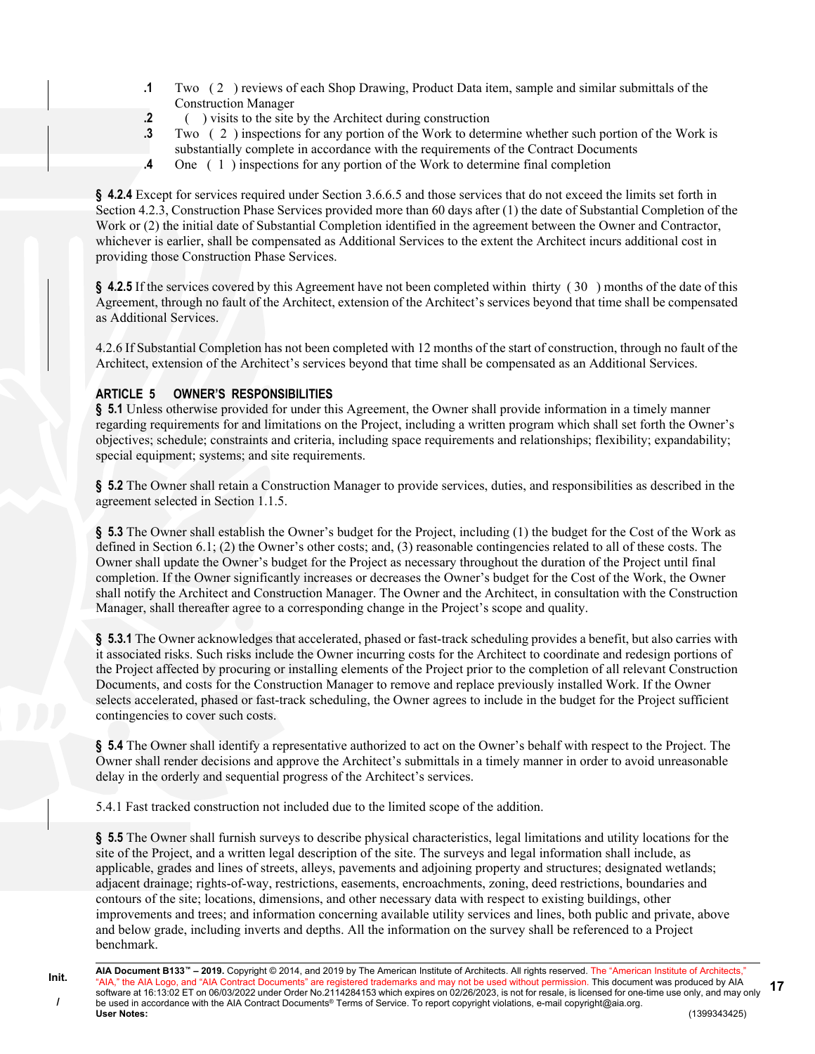**.1** Two ( 2 ) reviews of each Shop Drawing, Product Data item, sample and similar submittals of the Construction Manager

**.2** ( ) visits to the site by the Architect during construction

**.3** Two ( 2 ) inspections for any portion of the Work to determine whether such portion of the Work is substantially complete in accordance with the requirements of the Contract Documents

**.4** One ( 1 ) inspections for any portion of the Work to determine final completion

**§ 4.2.4** Except for services required under Section 3.6.6.5 and those services that do not exceed the limits set forth in Section 4.2.3, Construction Phase Services provided more than 60 days after (1) the date of Substantial Completion of the Work or (2) the initial date of Substantial Completion identified in the agreement between the Owner and Contractor, whichever is earlier, shall be compensated as Additional Services to the extent the Architect incurs additional cost in providing those Construction Phase Services.

**§ 4.2.5** If the services covered by this Agreement have not been completed within thirty ( 30 ) months of the date of this Agreement, through no fault of the Architect, extension of the Architect's services beyond that time shall be compensated as Additional Services.

4.2.6 If Substantial Completion has not been completed with 12 months of the start of construction, through no fault of the Architect, extension of the Architect's services beyond that time shall be compensated as an Additional Services.

## ARTICLE 5 OWNER'S RESPONSIBILITIES

**§ 5.1** Unless otherwise provided for under this Agreement, the Owner shall provide information in a timely manner regarding requirements for and limitations on the Project, including a written program which shall set forth the Owner's objectives; schedule; constraints and criteria, including space requirements and relationships; flexibility; expandability; special equipment; systems; and site requirements.

**§ 5.2** The Owner shall retain a Construction Manager to provide services, duties, and responsibilities as described in the agreement selected in Section 1.1.5.

**§ 5.3** The Owner shall establish the Owner's budget for the Project, including (1) the budget for the Cost of the Work as defined in Section 6.1; (2) the Owner's other costs; and, (3) reasonable contingencies related to all of these costs. The Owner shall update the Owner's budget for the Project as necessary throughout the duration of the Project until final completion. If the Owner significantly increases or decreases the Owner's budget for the Cost of the Work, the Owner shall notify the Architect and Construction Manager. The Owner and the Architect, in consultation with the Construction Manager, shall thereafter agree to a corresponding change in the Project's scope and quality.

**§ 5.3.1** The Owner acknowledges that accelerated, phased or fast-track scheduling provides a benefit, but also carries with it associated risks. Such risks include the Owner incurring costs for the Architect to coordinate and redesign portions of the Project affected by procuring or installing elements of the Project prior to the completion of all relevant Construction Documents, and costs for the Construction Manager to remove and replace previously installed Work. If the Owner selects accelerated, phased or fast-track scheduling, the Owner agrees to include in the budget for the Project sufficient contingencies to cover such costs.

**§ 5.4** The Owner shall identify a representative authorized to act on the Owner's behalf with respect to the Project. The Owner shall render decisions and approve the Architect's submittals in a timely manner in order to avoid unreasonable delay in the orderly and sequential progress of the Architect's services.

5.4.1 Fast tracked construction not included due to the limited scope of the addition.

**§ 5.5** The Owner shall furnish surveys to describe physical characteristics, legal limitations and utility locations for the site of the Project, and a written legal description of the site. The surveys and legal information shall include, as applicable, grades and lines of streets, alleys, pavements and adjoining property and structures; designated wetlands; adjacent drainage; rights-of-way, restrictions, easements, encroachments, zoning, deed restrictions, boundaries and contours of the site; locations, dimensions, and other necessary data with respect to existing buildings, other improvements and trees; and information concerning available utility services and lines, both public and private, above and below grade, including inverts and depths. All the information on the survey shall be referenced to a Project benchmark.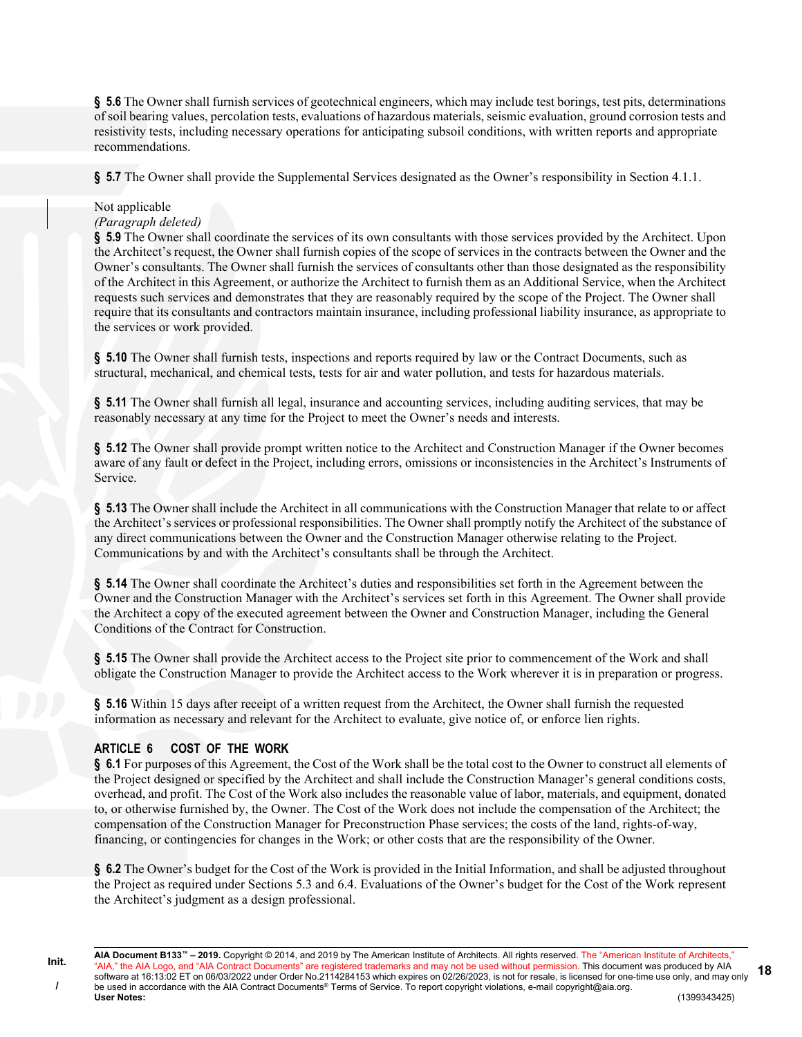**§ 5.6** The Owner shall furnish services of geotechnical engineers, which may include test borings, test pits, determinations of soil bearing values, percolation tests, evaluations of hazardous materials, seismic evaluation, ground corrosion tests and resistivity tests, including necessary operations for anticipating subsoil conditions, with written reports and appropriate recommendations.

**§ 5.7** The Owner shall provide the Supplemental Services designated as the Owner's responsibility in Section 4.1.1.

Not applicable
*(Paragraph deleted)*
**§ 5.9** The Owner shall coordinate the services of its own consultants with those services provided by the Architect. Upon the Architect's request, the Owner shall furnish copies of the scope of services in the contracts between the Owner and the Owner's consultants. The Owner shall furnish the services of consultants other than those designated as the responsibility of the Architect in this Agreement, or authorize the Architect to furnish them as an Additional Service, when the Architect requests such services and demonstrates that they are reasonably required by the scope of the Project. The Owner shall require that its consultants and contractors maintain insurance, including professional liability insurance, as appropriate to the services or work provided.

**§ 5.10** The Owner shall furnish tests, inspections and reports required by law or the Contract Documents, such as structural, mechanical, and chemical tests, tests for air and water pollution, and tests for hazardous materials.

**§ 5.11** The Owner shall furnish all legal, insurance and accounting services, including auditing services, that may be reasonably necessary at any time for the Project to meet the Owner's needs and interests.

**§ 5.12** The Owner shall provide prompt written notice to the Architect and Construction Manager if the Owner becomes aware of any fault or defect in the Project, including errors, omissions or inconsistencies in the Architect's Instruments of Service.

**§ 5.13** The Owner shall include the Architect in all communications with the Construction Manager that relate to or affect the Architect's services or professional responsibilities. The Owner shall promptly notify the Architect of the substance of any direct communications between the Owner and the Construction Manager otherwise relating to the Project. Communications by and with the Architect's consultants shall be through the Architect.

**§ 5.14** The Owner shall coordinate the Architect's duties and responsibilities set forth in the Agreement between the Owner and the Construction Manager with the Architect's services set forth in this Agreement. The Owner shall provide the Architect a copy of the executed agreement between the Owner and Construction Manager, including the General Conditions of the Contract for Construction.

**§ 5.15** The Owner shall provide the Architect access to the Project site prior to commencement of the Work and shall obligate the Construction Manager to provide the Architect access to the Work wherever it is in preparation or progress.

**§ 5.16** Within 15 days after receipt of a written request from the Architect, the Owner shall furnish the requested information as necessary and relevant for the Architect to evaluate, give notice of, or enforce lien rights.

## ARTICLE 6 COST OF THE WORK

**§ 6.1** For purposes of this Agreement, the Cost of the Work shall be the total cost to the Owner to construct all elements of the Project designed or specified by the Architect and shall include the Construction Manager's general conditions costs, overhead, and profit. The Cost of the Work also includes the reasonable value of labor, materials, and equipment, donated to, or otherwise furnished by, the Owner. The Cost of the Work does not include the compensation of the Architect; the compensation of the Construction Manager for Preconstruction Phase services; the costs of the land, rights-of-way, financing, or contingencies for changes in the Work; or other costs that are the responsibility of the Owner.

**§ 6.2** The Owner's budget for the Cost of the Work is provided in the Initial Information, and shall be adjusted throughout the Project as required under Sections 5.3 and 6.4. Evaluations of the Owner's budget for the Cost of the Work represent the Architect's judgment as a design professional.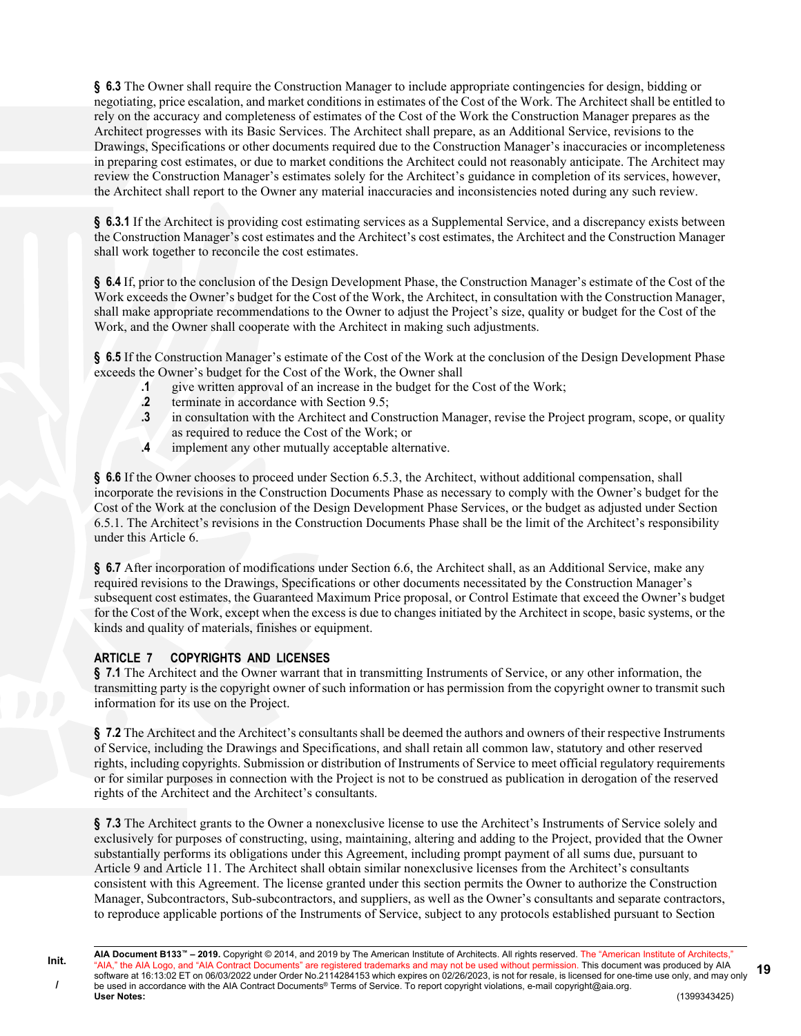**§ 6.3** The Owner shall require the Construction Manager to include appropriate contingencies for design, bidding or negotiating, price escalation, and market conditions in estimates of the Cost of the Work. The Architect shall be entitled to rely on the accuracy and completeness of estimates of the Cost of the Work the Construction Manager prepares as the Architect progresses with its Basic Services. The Architect shall prepare, as an Additional Service, revisions to the Drawings, Specifications or other documents required due to the Construction Manager's inaccuracies or incompleteness in preparing cost estimates, or due to market conditions the Architect could not reasonably anticipate. The Architect may review the Construction Manager's estimates solely for the Architect's guidance in completion of its services, however, the Architect shall report to the Owner any material inaccuracies and inconsistencies noted during any such review.

**§ 6.3.1** If the Architect is providing cost estimating services as a Supplemental Service, and a discrepancy exists between the Construction Manager's cost estimates and the Architect's cost estimates, the Architect and the Construction Manager shall work together to reconcile the cost estimates.

**§ 6.4** If, prior to the conclusion of the Design Development Phase, the Construction Manager's estimate of the Cost of the Work exceeds the Owner's budget for the Cost of the Work, the Architect, in consultation with the Construction Manager, shall make appropriate recommendations to the Owner to adjust the Project's size, quality or budget for the Cost of the Work, and the Owner shall cooperate with the Architect in making such adjustments.

**§ 6.5** If the Construction Manager's estimate of the Cost of the Work at the conclusion of the Design Development Phase exceeds the Owner's budget for the Cost of the Work, the Owner shall

- **.1** give written approval of an increase in the budget for the Cost of the Work;
- **.2** terminate in accordance with Section 9.5;
- **.3** in consultation with the Architect and Construction Manager, revise the Project program, scope, or quality as required to reduce the Cost of the Work; or
- **.4** implement any other mutually acceptable alternative.

**§ 6.6** If the Owner chooses to proceed under Section 6.5.3, the Architect, without additional compensation, shall incorporate the revisions in the Construction Documents Phase as necessary to comply with the Owner's budget for the Cost of the Work at the conclusion of the Design Development Phase Services, or the budget as adjusted under Section 6.5.1. The Architect's revisions in the Construction Documents Phase shall be the limit of the Architect's responsibility under this Article 6.

**§ 6.7** After incorporation of modifications under Section 6.6, the Architect shall, as an Additional Service, make any required revisions to the Drawings, Specifications or other documents necessitated by the Construction Manager's subsequent cost estimates, the Guaranteed Maximum Price proposal, or Control Estimate that exceed the Owner's budget for the Cost of the Work, except when the excess is due to changes initiated by the Architect in scope, basic systems, or the kinds and quality of materials, finishes or equipment.

## ARTICLE 7 COPYRIGHTS AND LICENSES

**§ 7.1** The Architect and the Owner warrant that in transmitting Instruments of Service, or any other information, the transmitting party is the copyright owner of such information or has permission from the copyright owner to transmit such information for its use on the Project.

**§ 7.2** The Architect and the Architect's consultants shall be deemed the authors and owners of their respective Instruments of Service, including the Drawings and Specifications, and shall retain all common law, statutory and other reserved rights, including copyrights. Submission or distribution of Instruments of Service to meet official regulatory requirements or for similar purposes in connection with the Project is not to be construed as publication in derogation of the reserved rights of the Architect and the Architect's consultants.

**§ 7.3** The Architect grants to the Owner a nonexclusive license to use the Architect's Instruments of Service solely and exclusively for purposes of constructing, using, maintaining, altering and adding to the Project, provided that the Owner substantially performs its obligations under this Agreement, including prompt payment of all sums due, pursuant to Article 9 and Article 11. The Architect shall obtain similar nonexclusive licenses from the Architect's consultants consistent with this Agreement. The license granted under this section permits the Owner to authorize the Construction Manager, Subcontractors, Sub-subcontractors, and suppliers, as well as the Owner's consultants and separate contractors, to reproduce applicable portions of the Instruments of Service, subject to any protocols established pursuant to Section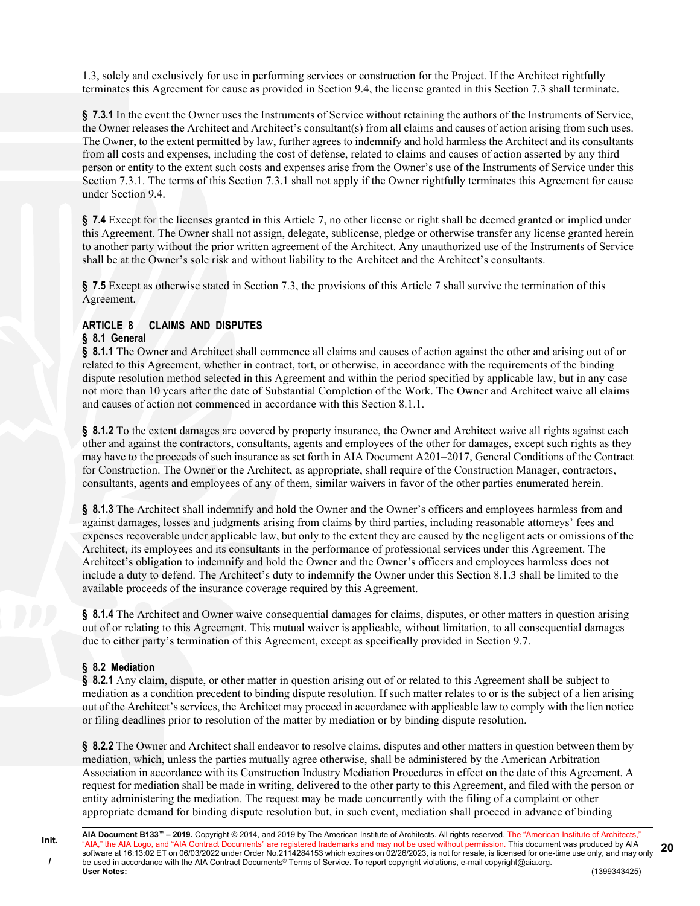1.3, solely and exclusively for use in performing services or construction for the Project. If the Architect rightfully terminates this Agreement for cause as provided in Section 9.4, the license granted in this Section 7.3 shall terminate.

**§ 7.3.1** In the event the Owner uses the Instruments of Service without retaining the authors of the Instruments of Service, the Owner releases the Architect and Architect's consultant(s) from all claims and causes of action arising from such uses. The Owner, to the extent permitted by law, further agrees to indemnify and hold harmless the Architect and its consultants from all costs and expenses, including the cost of defense, related to claims and causes of action asserted by any third person or entity to the extent such costs and expenses arise from the Owner's use of the Instruments of Service under this Section 7.3.1. The terms of this Section 7.3.1 shall not apply if the Owner rightfully terminates this Agreement for cause under Section 9.4.

**§ 7.4** Except for the licenses granted in this Article 7, no other license or right shall be deemed granted or implied under this Agreement. The Owner shall not assign, delegate, sublicense, pledge or otherwise transfer any license granted herein to another party without the prior written agreement of the Architect. Any unauthorized use of the Instruments of Service shall be at the Owner's sole risk and without liability to the Architect and the Architect's consultants.

**§ 7.5** Except as otherwise stated in Section 7.3, the provisions of this Article 7 shall survive the termination of this Agreement.

## ARTICLE 8 CLAIMS AND DISPUTES

### § 8.1 General

**§ 8.1.1** The Owner and Architect shall commence all claims and causes of action against the other and arising out of or related to this Agreement, whether in contract, tort, or otherwise, in accordance with the requirements of the binding dispute resolution method selected in this Agreement and within the period specified by applicable law, but in any case not more than 10 years after the date of Substantial Completion of the Work. The Owner and Architect waive all claims and causes of action not commenced in accordance with this Section 8.1.1.

**§ 8.1.2** To the extent damages are covered by property insurance, the Owner and Architect waive all rights against each other and against the contractors, consultants, agents and employees of the other for damages, except such rights as they may have to the proceeds of such insurance as set forth in AIA Document A201–2017, General Conditions of the Contract for Construction. The Owner or the Architect, as appropriate, shall require of the Construction Manager, contractors, consultants, agents and employees of any of them, similar waivers in favor of the other parties enumerated herein.

**§ 8.1.3** The Architect shall indemnify and hold the Owner and the Owner's officers and employees harmless from and against damages, losses and judgments arising from claims by third parties, including reasonable attorneys' fees and expenses recoverable under applicable law, but only to the extent they are caused by the negligent acts or omissions of the Architect, its employees and its consultants in the performance of professional services under this Agreement. The Architect's obligation to indemnify and hold the Owner and the Owner's officers and employees harmless does not include a duty to defend. The Architect's duty to indemnify the Owner under this Section 8.1.3 shall be limited to the available proceeds of the insurance coverage required by this Agreement.

**§ 8.1.4** The Architect and Owner waive consequential damages for claims, disputes, or other matters in question arising out of or relating to this Agreement. This mutual waiver is applicable, without limitation, to all consequential damages due to either party's termination of this Agreement, except as specifically provided in Section 9.7.

### § 8.2 Mediation

**§ 8.2.1** Any claim, dispute, or other matter in question arising out of or related to this Agreement shall be subject to mediation as a condition precedent to binding dispute resolution. If such matter relates to or is the subject of a lien arising out of the Architect's services, the Architect may proceed in accordance with applicable law to comply with the lien notice or filing deadlines prior to resolution of the matter by mediation or by binding dispute resolution.

**§ 8.2.2** The Owner and Architect shall endeavor to resolve claims, disputes and other matters in question between them by mediation, which, unless the parties mutually agree otherwise, shall be administered by the American Arbitration Association in accordance with its Construction Industry Mediation Procedures in effect on the date of this Agreement. A request for mediation shall be made in writing, delivered to the other party to this Agreement, and filed with the person or entity administering the mediation. The request may be made concurrently with the filing of a complaint or other appropriate demand for binding dispute resolution but, in such event, mediation shall proceed in advance of binding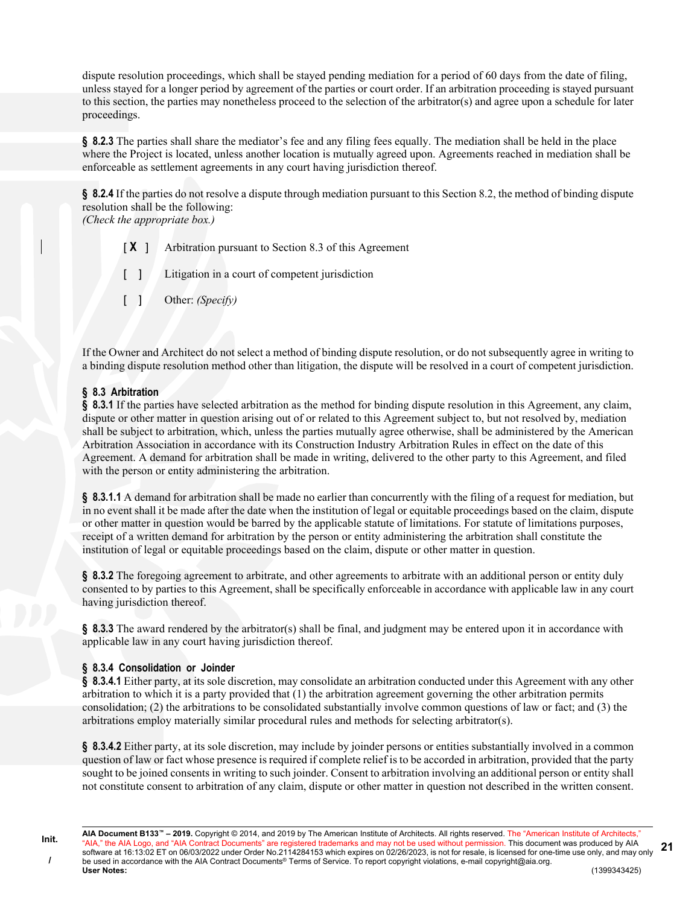dispute resolution proceedings, which shall be stayed pending mediation for a period of 60 days from the date of filing, unless stayed for a longer period by agreement of the parties or court order. If an arbitration proceeding is stayed pursuant to this section, the parties may nonetheless proceed to the selection of the arbitrator(s) and agree upon a schedule for later proceedings.

**§ 8.2.3** The parties shall share the mediator's fee and any filing fees equally. The mediation shall be held in the place where the Project is located, unless another location is mutually agreed upon. Agreements reached in mediation shall be enforceable as settlement agreements in any court having jurisdiction thereof.

**§ 8.2.4** If the parties do not resolve a dispute through mediation pursuant to this Section 8.2, the method of binding dispute resolution shall be the following:
*(Check the appropriate box.)*

[ **X** ] Arbitration pursuant to Section 8.3 of this Agreement

[ ] Litigation in a court of competent jurisdiction

[ ] Other: *(Specify)*

If the Owner and Architect do not select a method of binding dispute resolution, or do not subsequently agree in writing to a binding dispute resolution method other than litigation, the dispute will be resolved in a court of competent jurisdiction.

**§ 8.3 Arbitration**
**§ 8.3.1** If the parties have selected arbitration as the method for binding dispute resolution in this Agreement, any claim, dispute or other matter in question arising out of or related to this Agreement subject to, but not resolved by, mediation shall be subject to arbitration, which, unless the parties mutually agree otherwise, shall be administered by the American Arbitration Association in accordance with its Construction Industry Arbitration Rules in effect on the date of this Agreement. A demand for arbitration shall be made in writing, delivered to the other party to this Agreement, and filed with the person or entity administering the arbitration.

**§ 8.3.1.1** A demand for arbitration shall be made no earlier than concurrently with the filing of a request for mediation, but in no event shall it be made after the date when the institution of legal or equitable proceedings based on the claim, dispute or other matter in question would be barred by the applicable statute of limitations. For statute of limitations purposes, receipt of a written demand for arbitration by the person or entity administering the arbitration shall constitute the institution of legal or equitable proceedings based on the claim, dispute or other matter in question.

**§ 8.3.2** The foregoing agreement to arbitrate, and other agreements to arbitrate with an additional person or entity duly consented to by parties to this Agreement, shall be specifically enforceable in accordance with applicable law in any court having jurisdiction thereof.

**§ 8.3.3** The award rendered by the arbitrator(s) shall be final, and judgment may be entered upon it in accordance with applicable law in any court having jurisdiction thereof.

**§ 8.3.4 Consolidation or Joinder**
**§ 8.3.4.1** Either party, at its sole discretion, may consolidate an arbitration conducted under this Agreement with any other arbitration to which it is a party provided that (1) the arbitration agreement governing the other arbitration permits consolidation; (2) the arbitrations to be consolidated substantially involve common questions of law or fact; and (3) the arbitrations employ materially similar procedural rules and methods for selecting arbitrator(s).

**§ 8.3.4.2** Either party, at its sole discretion, may include by joinder persons or entities substantially involved in a common question of law or fact whose presence is required if complete relief is to be accorded in arbitration, provided that the party sought to be joined consents in writing to such joinder. Consent to arbitration involving an additional person or entity shall not constitute consent to arbitration of any claim, dispute or other matter in question not described in the written consent.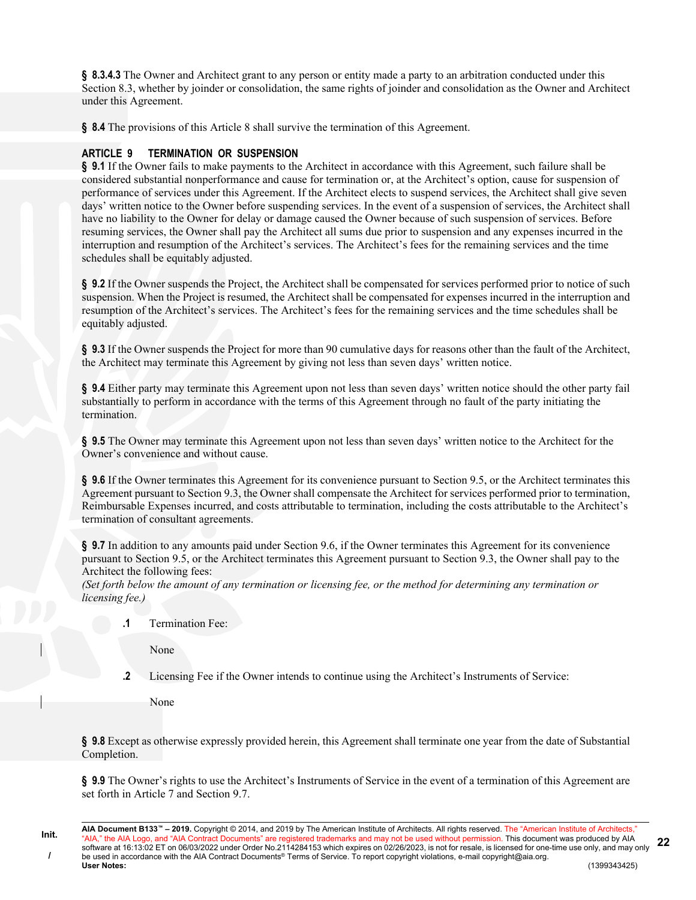**§ 8.3.4.3** The Owner and Architect grant to any person or entity made a party to an arbitration conducted under this Section 8.3, whether by joinder or consolidation, the same rights of joinder and consolidation as the Owner and Architect under this Agreement.

**§ 8.4** The provisions of this Article 8 shall survive the termination of this Agreement.

## ARTICLE 9 TERMINATION OR SUSPENSION

**§ 9.1** If the Owner fails to make payments to the Architect in accordance with this Agreement, such failure shall be considered substantial nonperformance and cause for termination or, at the Architect's option, cause for suspension of performance of services under this Agreement. If the Architect elects to suspend services, the Architect shall give seven days' written notice to the Owner before suspending services. In the event of a suspension of services, the Architect shall have no liability to the Owner for delay or damage caused the Owner because of such suspension of services. Before resuming services, the Owner shall pay the Architect all sums due prior to suspension and any expenses incurred in the interruption and resumption of the Architect's services. The Architect's fees for the remaining services and the time schedules shall be equitably adjusted.

**§ 9.2** If the Owner suspends the Project, the Architect shall be compensated for services performed prior to notice of such suspension. When the Project is resumed, the Architect shall be compensated for expenses incurred in the interruption and resumption of the Architect's services. The Architect's fees for the remaining services and the time schedules shall be equitably adjusted.

**§ 9.3** If the Owner suspends the Project for more than 90 cumulative days for reasons other than the fault of the Architect, the Architect may terminate this Agreement by giving not less than seven days' written notice.

**§ 9.4** Either party may terminate this Agreement upon not less than seven days' written notice should the other party fail substantially to perform in accordance with the terms of this Agreement through no fault of the party initiating the termination.

**§ 9.5** The Owner may terminate this Agreement upon not less than seven days' written notice to the Architect for the Owner's convenience and without cause.

**§ 9.6** If the Owner terminates this Agreement for its convenience pursuant to Section 9.5, or the Architect terminates this Agreement pursuant to Section 9.3, the Owner shall compensate the Architect for services performed prior to termination, Reimbursable Expenses incurred, and costs attributable to termination, including the costs attributable to the Architect's termination of consultant agreements.

**§ 9.7** In addition to any amounts paid under Section 9.6, if the Owner terminates this Agreement for its convenience pursuant to Section 9.5, or the Architect terminates this Agreement pursuant to Section 9.3, the Owner shall pay to the Architect the following fees:
*(Set forth below the amount of any termination or licensing fee, or the method for determining any termination or licensing fee.)*

**.1** Termination Fee:

None

**.2** Licensing Fee if the Owner intends to continue using the Architect's Instruments of Service:

None

**§ 9.8** Except as otherwise expressly provided herein, this Agreement shall terminate one year from the date of Substantial Completion.

**§ 9.9** The Owner's rights to use the Architect's Instruments of Service in the event of a termination of this Agreement are set forth in Article 7 and Section 9.7.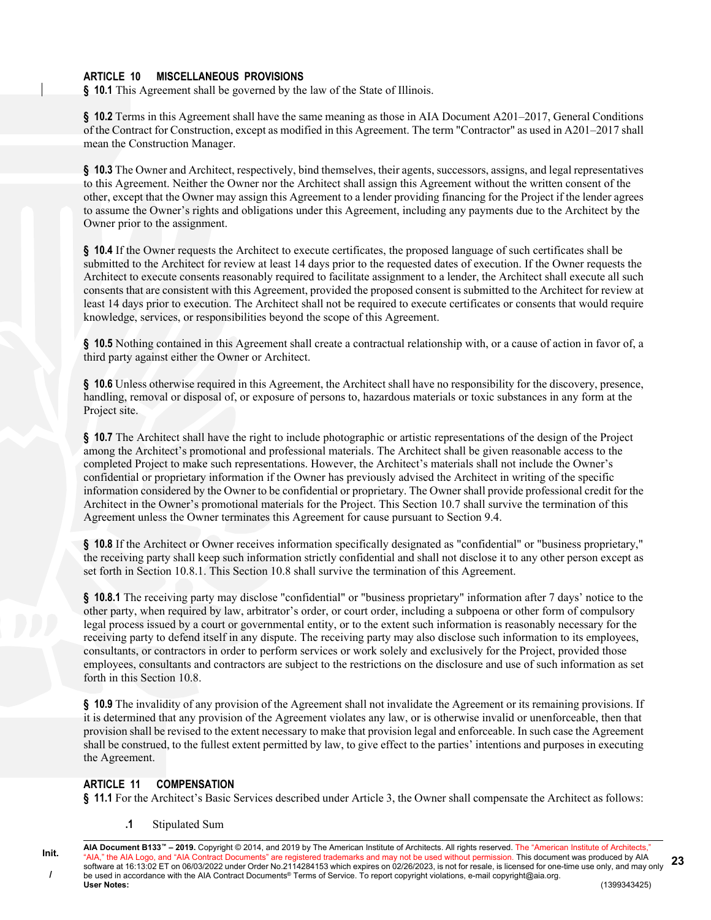## ARTICLE 10 MISCELLANEOUS PROVISIONS

**§ 10.1** This Agreement shall be governed by the law of the State of Illinois.

**§ 10.2** Terms in this Agreement shall have the same meaning as those in AIA Document A201–2017, General Conditions of the Contract for Construction, except as modified in this Agreement. The term "Contractor" as used in A201–2017 shall mean the Construction Manager.

**§ 10.3** The Owner and Architect, respectively, bind themselves, their agents, successors, assigns, and legal representatives to this Agreement. Neither the Owner nor the Architect shall assign this Agreement without the written consent of the other, except that the Owner may assign this Agreement to a lender providing financing for the Project if the lender agrees to assume the Owner's rights and obligations under this Agreement, including any payments due to the Architect by the Owner prior to the assignment.

**§ 10.4** If the Owner requests the Architect to execute certificates, the proposed language of such certificates shall be submitted to the Architect for review at least 14 days prior to the requested dates of execution. If the Owner requests the Architect to execute consents reasonably required to facilitate assignment to a lender, the Architect shall execute all such consents that are consistent with this Agreement, provided the proposed consent is submitted to the Architect for review at least 14 days prior to execution. The Architect shall not be required to execute certificates or consents that would require knowledge, services, or responsibilities beyond the scope of this Agreement.

**§ 10.5** Nothing contained in this Agreement shall create a contractual relationship with, or a cause of action in favor of, a third party against either the Owner or Architect.

**§ 10.6** Unless otherwise required in this Agreement, the Architect shall have no responsibility for the discovery, presence, handling, removal or disposal of, or exposure of persons to, hazardous materials or toxic substances in any form at the Project site.

**§ 10.7** The Architect shall have the right to include photographic or artistic representations of the design of the Project among the Architect's promotional and professional materials. The Architect shall be given reasonable access to the completed Project to make such representations. However, the Architect's materials shall not include the Owner's confidential or proprietary information if the Owner has previously advised the Architect in writing of the specific information considered by the Owner to be confidential or proprietary. The Owner shall provide professional credit for the Architect in the Owner's promotional materials for the Project. This Section 10.7 shall survive the termination of this Agreement unless the Owner terminates this Agreement for cause pursuant to Section 9.4.

**§ 10.8** If the Architect or Owner receives information specifically designated as "confidential" or "business proprietary," the receiving party shall keep such information strictly confidential and shall not disclose it to any other person except as set forth in Section 10.8.1. This Section 10.8 shall survive the termination of this Agreement.

**§ 10.8.1** The receiving party may disclose "confidential" or "business proprietary" information after 7 days' notice to the other party, when required by law, arbitrator's order, or court order, including a subpoena or other form of compulsory legal process issued by a court or governmental entity, or to the extent such information is reasonably necessary for the receiving party to defend itself in any dispute. The receiving party may also disclose such information to its employees, consultants, or contractors in order to perform services or work solely and exclusively for the Project, provided those employees, consultants and contractors are subject to the restrictions on the disclosure and use of such information as set forth in this Section 10.8.

**§ 10.9** The invalidity of any provision of the Agreement shall not invalidate the Agreement or its remaining provisions. If it is determined that any provision of the Agreement violates any law, or is otherwise invalid or unenforceable, then that provision shall be revised to the extent necessary to make that provision legal and enforceable. In such case the Agreement shall be construed, to the fullest extent permitted by law, to give effect to the parties' intentions and purposes in executing the Agreement.

## ARTICLE 11 COMPENSATION

**§ 11.1** For the Architect's Basic Services described under Article 3, the Owner shall compensate the Architect as follows:

**.1** Stipulated Sum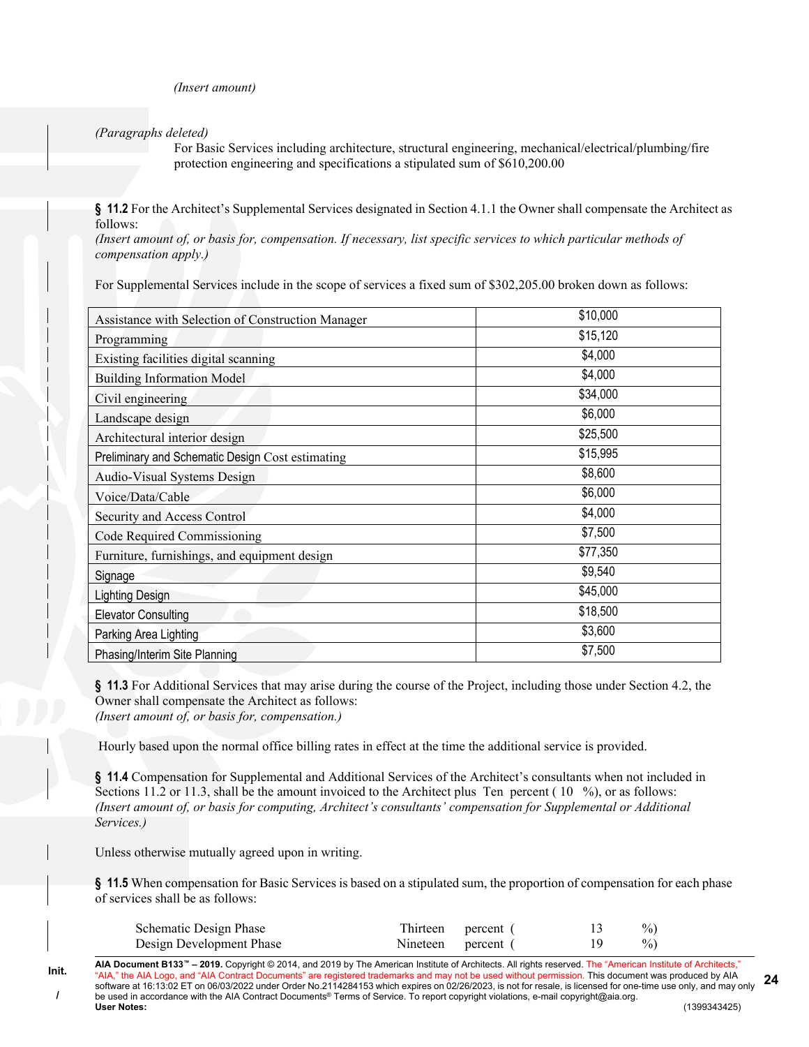*(Insert amount)*

*(Paragraphs deleted)*

For Basic Services including architecture, structural engineering, mechanical/electrical/plumbing/fire protection engineering and specifications a stipulated sum of $610,200.00

**§ 11.2** For the Architect's Supplemental Services designated in Section 4.1.1 the Owner shall compensate the Architect as follows:

*(Insert amount of, or basis for, compensation. If necessary, list specific services to which particular methods of compensation apply.)*

For Supplemental Services include in the scope of services a fixed sum of $302,205.00 broken down as follows:

| | |
|---|---|
| Assistance with Selection of Construction Manager | $10,000 |
| Programming | $15,120 |
| Existing facilities digital scanning | $4,000 |
| Building Information Model | $4,000 |
| Civil engineering | $34,000 |
| Landscape design | $6,000 |
| Architectural interior design | $25,500 |
| Preliminary and Schematic Design Cost estimating | $15,995 |
| Audio-Visual Systems Design | $8,600 |
| Voice/Data/Cable | $6,000 |
| Security and Access Control | $4,000 |
| Code Required Commissioning | $7,500 |
| Furniture, furnishings, and equipment design | $77,350 |
| Signage | $9,540 |
| Lighting Design | $45,000 |
| Elevator Consulting | $18,500 |
| Parking Area Lighting | $3,600 |
| Phasing/Interim Site Planning | $7,500 |

**§ 11.3** For Additional Services that may arise during the course of the Project, including those under Section 4.2, the Owner shall compensate the Architect as follows:

*(Insert amount of, or basis for, compensation.)*

Hourly based upon the normal office billing rates in effect at the time the additional service is provided.

**§ 11.4** Compensation for Supplemental and Additional Services of the Architect's consultants when not included in Sections 11.2 or 11.3, shall be the amount invoiced to the Architect plus Ten percent ( 10 %), or as follows:

*(Insert amount of, or basis for computing, Architect's consultants' compensation for Supplemental or Additional Services.)*

Unless otherwise mutually agreed upon in writing.

**§ 11.5** When compensation for Basic Services is based on a stipulated sum, the proportion of compensation for each phase of services shall be as follows:

| | | | | |
|---|---|---|---|---|
| Schematic Design Phase | Thirteen | percent ( | 13 | %) |
| Design Development Phase | Nineteen | percent ( | 19 | %) |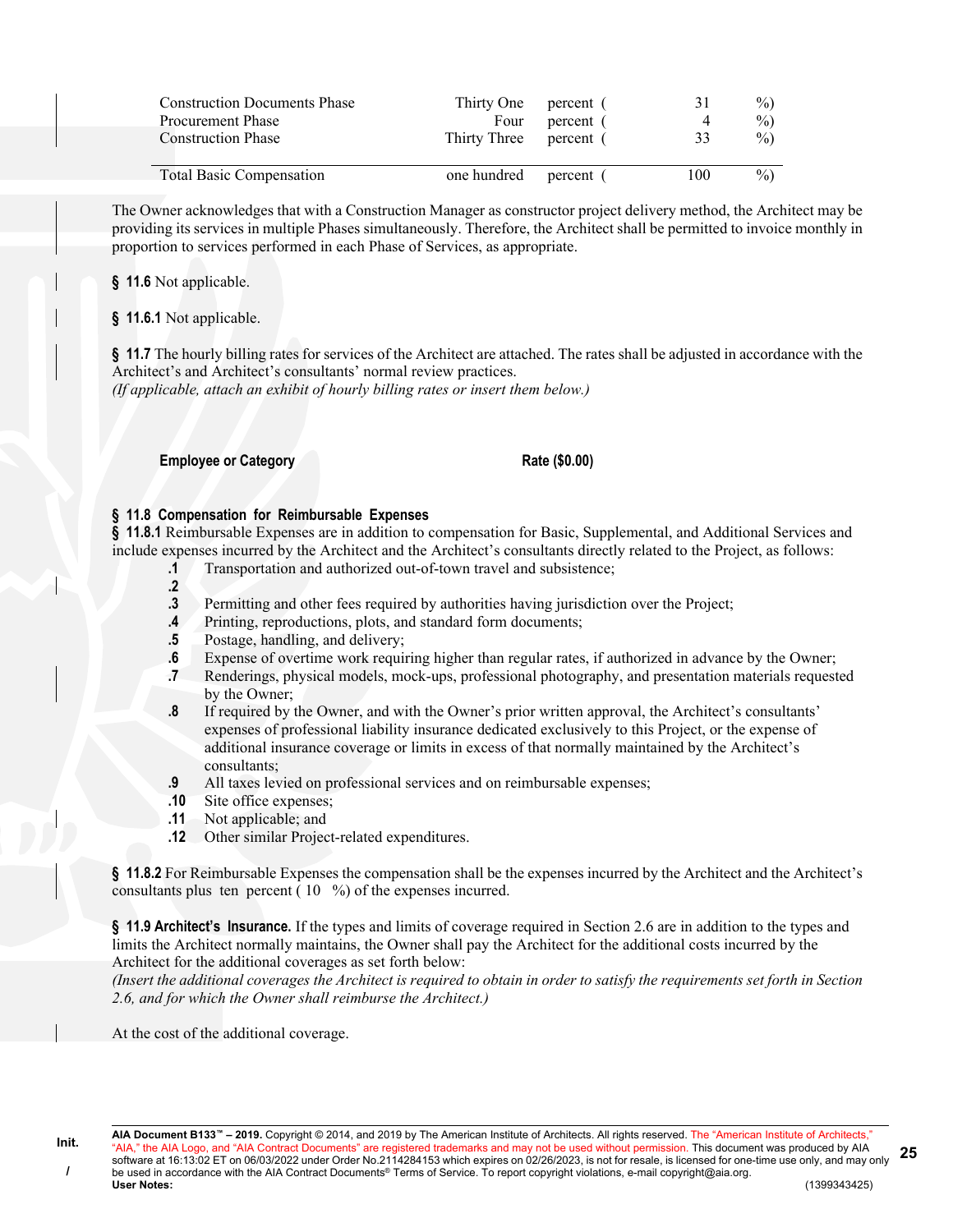| | | | | |
|---|---|---|---|---|
| Construction Documents Phase | Thirty One | percent ( | 31 | %) |
| Procurement Phase | Four | percent ( | 4 | %) |
| Construction Phase | Thirty Three | percent ( | 33 | %) |
| **Total Basic Compensation** | one hundred | percent ( | 100 | %) |

The Owner acknowledges that with a Construction Manager as constructor project delivery method, the Architect may be providing its services in multiple Phases simultaneously. Therefore, the Architect shall be permitted to invoice monthly in proportion to services performed in each Phase of Services, as appropriate.

**§ 11.6** Not applicable.

**§ 11.6.1** Not applicable.

**§ 11.7** The hourly billing rates for services of the Architect are attached. The rates shall be adjusted in accordance with the Architect's and Architect's consultants' normal review practices.
*(If applicable, attach an exhibit of hourly billing rates or insert them below.)*

| Employee or Category | Rate ($0.00) |
|---|---|

**§ 11.8 Compensation for Reimbursable Expenses**
**§ 11.8.1** Reimbursable Expenses are in addition to compensation for Basic, Supplemental, and Additional Services and include expenses incurred by the Architect and the Architect's consultants directly related to the Project, as follows:

**.1** Transportation and authorized out-of-town travel and subsistence;
**.2**
**.3** Permitting and other fees required by authorities having jurisdiction over the Project;
**.4** Printing, reproductions, plots, and standard form documents;
**.5** Postage, handling, and delivery;
**.6** Expense of overtime work requiring higher than regular rates, if authorized in advance by the Owner;
**.7** Renderings, physical models, mock-ups, professional photography, and presentation materials requested by the Owner;
**.8** If required by the Owner, and with the Owner's prior written approval, the Architect's consultants' expenses of professional liability insurance dedicated exclusively to this Project, or the expense of additional insurance coverage or limits in excess of that normally maintained by the Architect's consultants;
**.9** All taxes levied on professional services and on reimbursable expenses;
**.10** Site office expenses;
**.11** Not applicable; and
**.12** Other similar Project-related expenditures.

**§ 11.8.2** For Reimbursable Expenses the compensation shall be the expenses incurred by the Architect and the Architect's consultants plus ten percent ( 10 %) of the expenses incurred.

**§ 11.9 Architect's Insurance.** If the types and limits of coverage required in Section 2.6 are in addition to the types and limits the Architect normally maintains, the Owner shall pay the Architect for the additional costs incurred by the Architect for the additional coverages as set forth below:
*(Insert the additional coverages the Architect is required to obtain in order to satisfy the requirements set forth in Section 2.6, and for which the Owner shall reimburse the Architect.)*

At the cost of the additional coverage.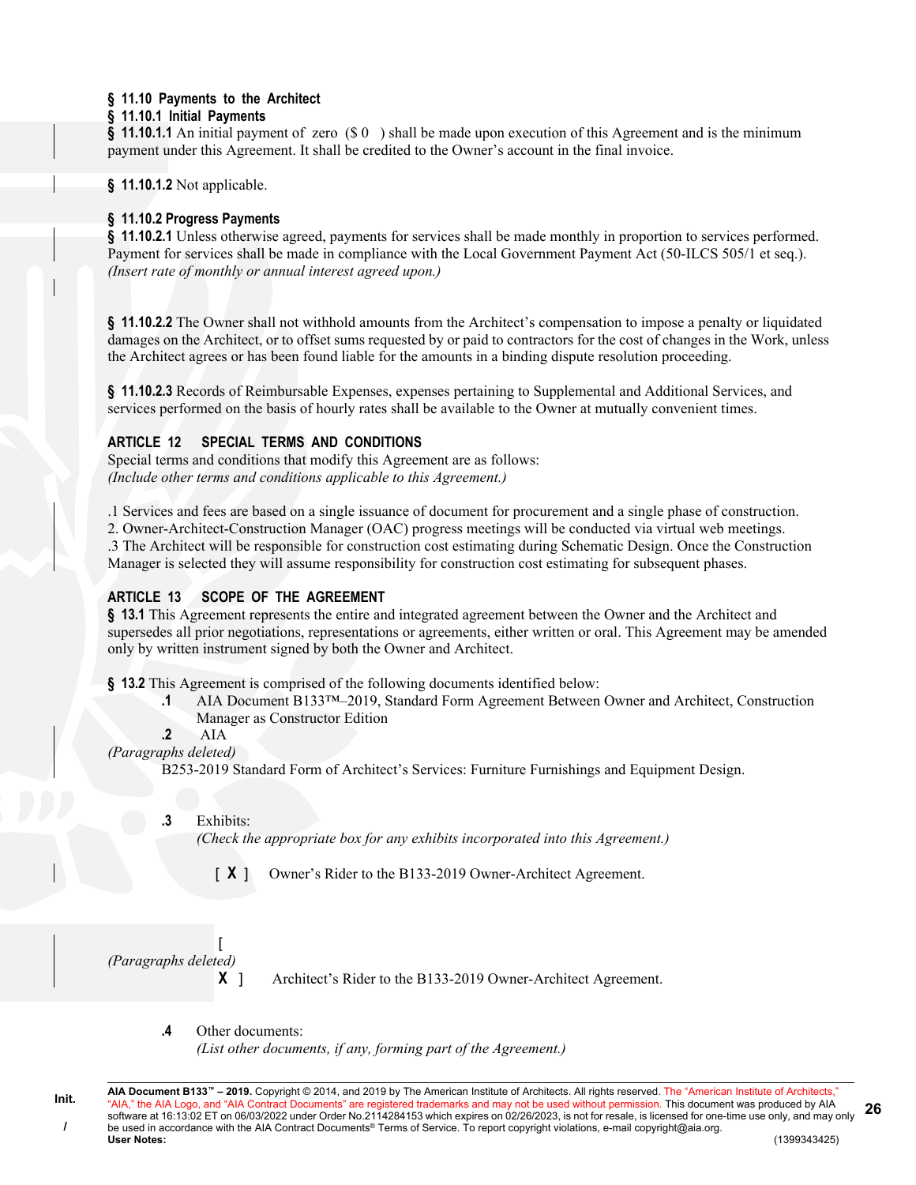**§ 11.10 Payments to the Architect**

**§ 11.10.1 Initial Payments**

**§ 11.10.1.1** An initial payment of zero ($ 0 ) shall be made upon execution of this Agreement and is the minimum payment under this Agreement. It shall be credited to the Owner's account in the final invoice.

**§ 11.10.1.2** Not applicable.

**§ 11.10.2 Progress Payments**

**§ 11.10.2.1** Unless otherwise agreed, payments for services shall be made monthly in proportion to services performed. Payment for services shall be made in compliance with the Local Government Payment Act (50-ILCS 505/1 et seq.).
*(Insert rate of monthly or annual interest agreed upon.)*

**§ 11.10.2.2** The Owner shall not withhold amounts from the Architect's compensation to impose a penalty or liquidated damages on the Architect, or to offset sums requested by or paid to contractors for the cost of changes in the Work, unless the Architect agrees or has been found liable for the amounts in a binding dispute resolution proceeding.

**§ 11.10.2.3** Records of Reimbursable Expenses, expenses pertaining to Supplemental and Additional Services, and services performed on the basis of hourly rates shall be available to the Owner at mutually convenient times.

## ARTICLE 12 SPECIAL TERMS AND CONDITIONS

Special terms and conditions that modify this Agreement are as follows:
*(Include other terms and conditions applicable to this Agreement.)*

.1 Services and fees are based on a single issuance of document for procurement and a single phase of construction.
2. Owner-Architect-Construction Manager (OAC) progress meetings will be conducted via virtual web meetings.
.3 The Architect will be responsible for construction cost estimating during Schematic Design. Once the Construction Manager is selected they will assume responsibility for construction cost estimating for subsequent phases.

## ARTICLE 13 SCOPE OF THE AGREEMENT

**§ 13.1** This Agreement represents the entire and integrated agreement between the Owner and the Architect and supersedes all prior negotiations, representations or agreements, either written or oral. This Agreement may be amended only by written instrument signed by both the Owner and Architect.

**§ 13.2** This Agreement is comprised of the following documents identified below:

**.1** AIA Document B133™–2019, Standard Form Agreement Between Owner and Architect, Construction Manager as Constructor Edition

**.2** AIA
*(Paragraphs deleted)*
B253-2019 Standard Form of Architect's Services: Furniture Furnishings and Equipment Design.

**.3** Exhibits:
*(Check the appropriate box for any exhibits incorporated into this Agreement.)*

[ **X** ] Owner's Rider to the B133-2019 Owner-Architect Agreement.

[
*(Paragraphs deleted)*
**X** ] Architect's Rider to the B133-2019 Owner-Architect Agreement.

**.4** Other documents:
*(List other documents, if any, forming part of the Agreement.)*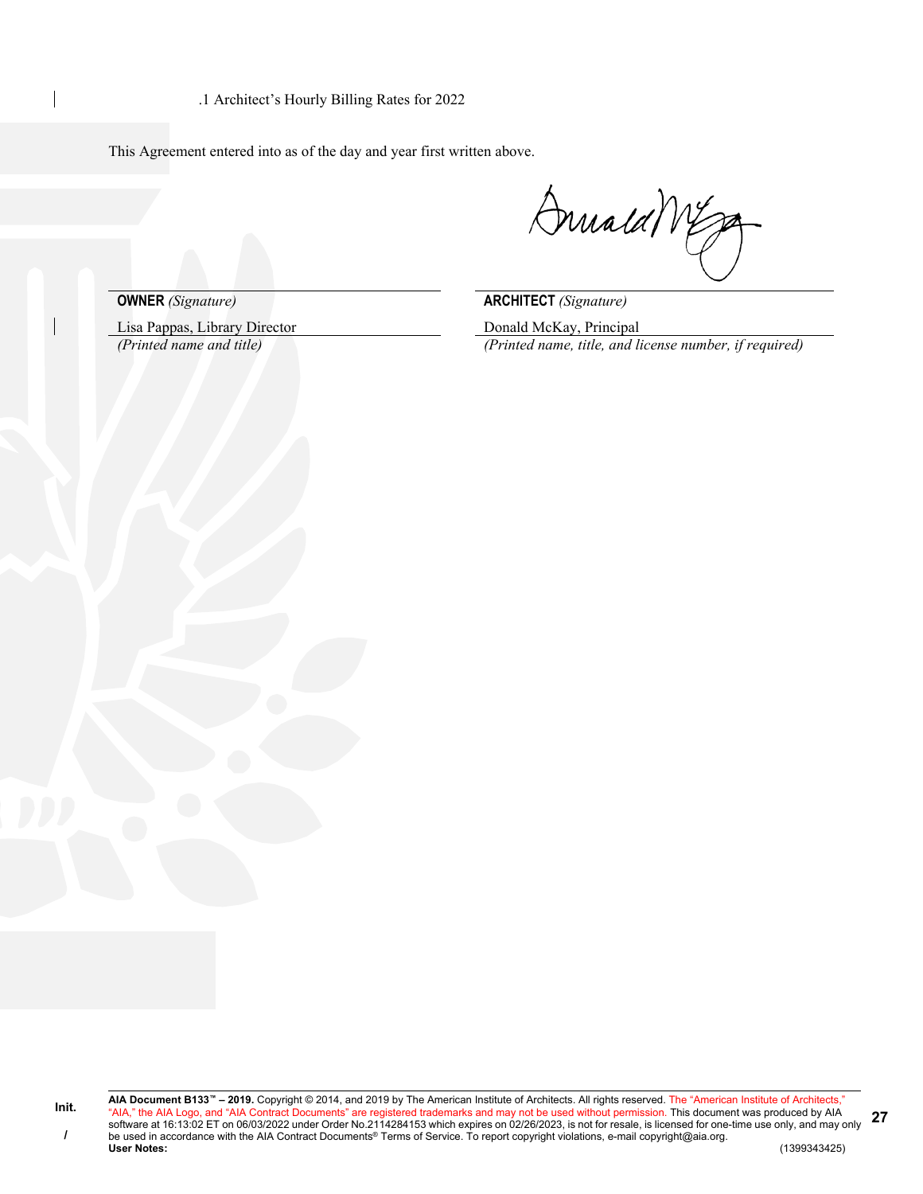.1 Architect's Hourly Billing Rates for 2022

This Agreement entered into as of the day and year first written above.

| | |
|---|---|
| **OWNER** *(Signature)* | **ARCHITECT** *(Signature)* |
| Lisa Pappas, Library Director | Donald McKay, Principal |
| *(Printed name and title)* | *(Printed name, title, and license number, if required)* |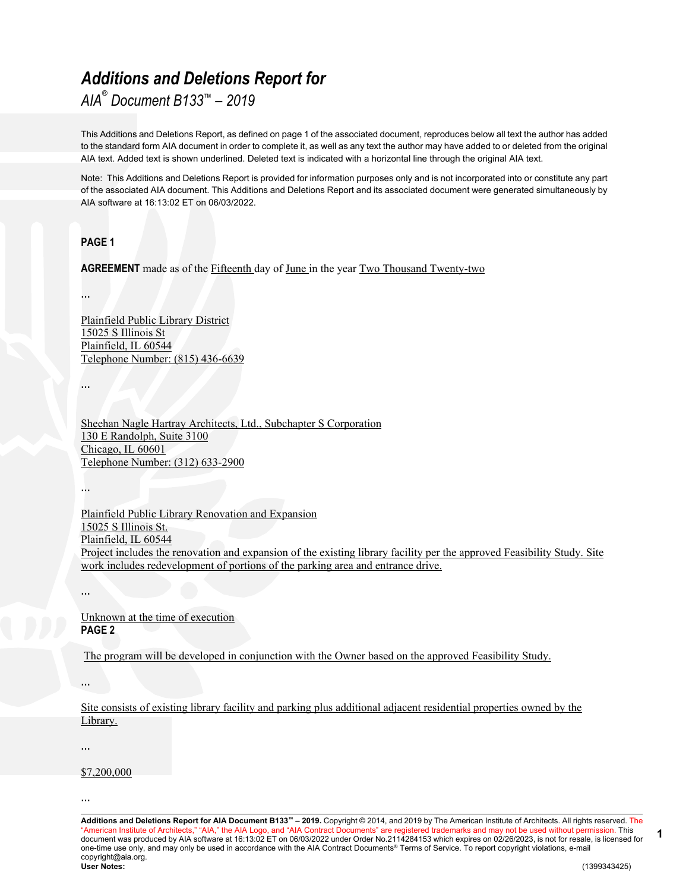# *Additions and Deletions Report for*

*AIA® Document B133™ – 2019*

This Additions and Deletions Report, as defined on page 1 of the associated document, reproduces below all text the author has added to the standard form AIA document in order to complete it, as well as any text the author may have added to or deleted from the original AIA text. Added text is shown underlined. Deleted text is indicated with a horizontal line through the original AIA text.

Note: This Additions and Deletions Report is provided for information purposes only and is not incorporated into or constitute any part of the associated AIA document. This Additions and Deletions Report and its associated document were generated simultaneously by AIA software at 16:13:02 ET on 06/03/2022.

**PAGE 1**

**AGREEMENT** made as of the Fifteenth day of June in the year Two Thousand Twenty-two

...

Plainfield Public Library District
15025 S Illinois St
Plainfield, IL 60544
Telephone Number: (815) 436-6639

...

Sheehan Nagle Hartray Architects, Ltd., Subchapter S Corporation
130 E Randolph, Suite 3100
Chicago, IL 60601
Telephone Number: (312) 633-2900

...

Plainfield Public Library Renovation and Expansion
15025 S Illinois St.
Plainfield, IL 60544
Project includes the renovation and expansion of the existing library facility per the approved Feasibility Study. Site work includes redevelopment of portions of the parking area and entrance drive.

...

Unknown at the time of execution

**PAGE 2**

The program will be developed in conjunction with the Owner based on the approved Feasibility Study.

...

Site consists of existing library facility and parking plus additional adjacent residential properties owned by the Library.

...

$7,200,000

...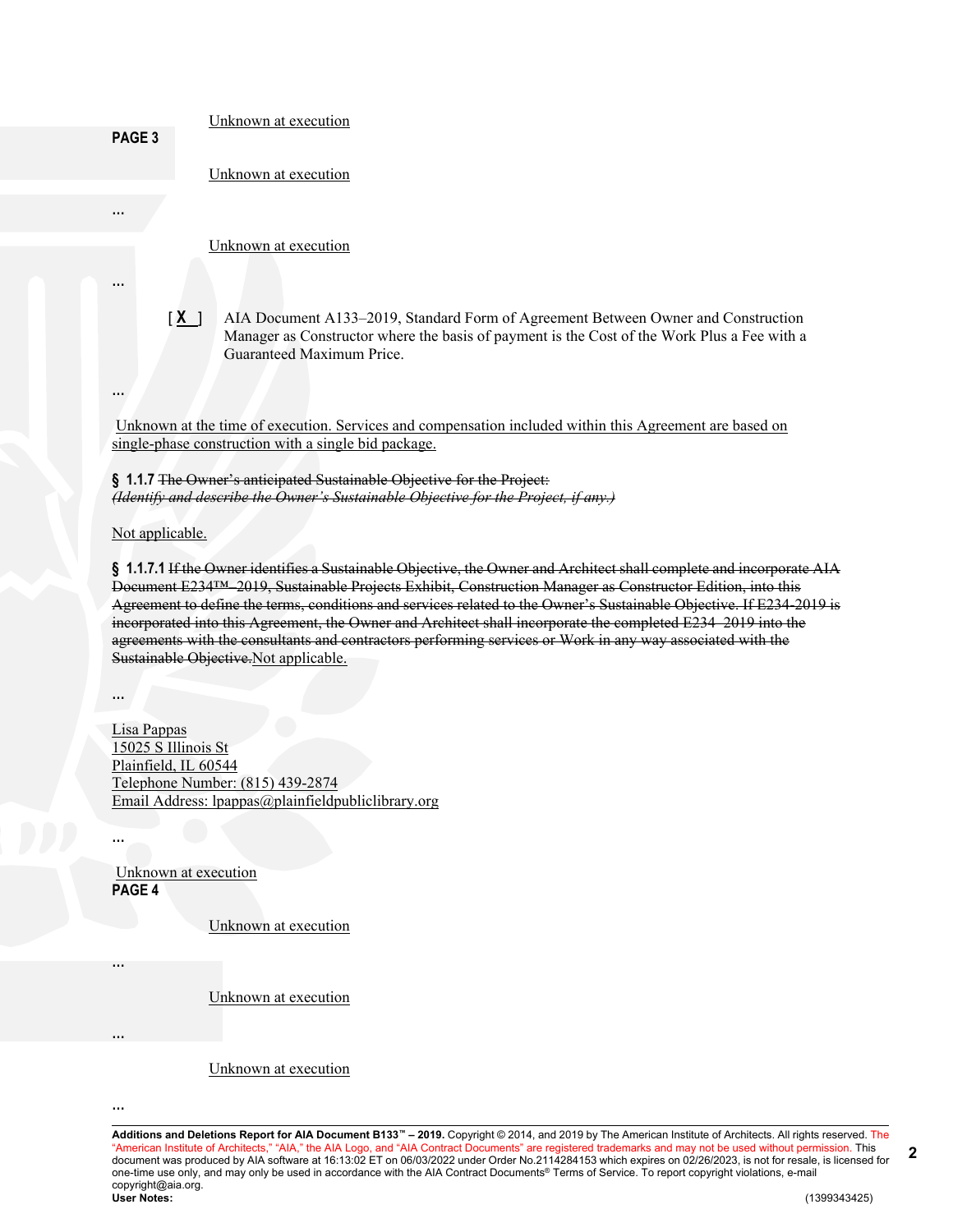Unknown at execution

**PAGE 3**

Unknown at execution

...

Unknown at execution

...

[ **X** ] AIA Document A133–2019, Standard Form of Agreement Between Owner and Construction Manager as Constructor where the basis of payment is the Cost of the Work Plus a Fee with a Guaranteed Maximum Price.

...

Unknown at the time of execution. Services and compensation included within this Agreement are based on single-phase construction with a single bid package.

**§ 1.1.7** ~~The Owner's anticipated Sustainable Objective for the Project:~~
~~*(Identify and describe the Owner's Sustainable Objective for the Project, if any.)*~~

Not applicable.

**§ 1.1.7.1** ~~If the Owner identifies a Sustainable Objective, the Owner and Architect shall complete and incorporate AIA Document E234™–2019, Sustainable Projects Exhibit, Construction Manager as Constructor Edition, into this Agreement to define the terms, conditions and services related to the Owner's Sustainable Objective. If E234–2019 is incorporated into this Agreement, the Owner and Architect shall incorporate the completed E234–2019 into the agreements with the consultants and contractors performing services or Work in any way associated with the Sustainable Objective.~~Not applicable.

...

Lisa Pappas
15025 S Illinois St
Plainfield, IL 60544
Telephone Number: (815) 439-2874
Email Address: lpappas@plainfieldpubliclibrary.org

...

Unknown at execution

**PAGE 4**

Unknown at execution

...

Unknown at execution

...

Unknown at execution

...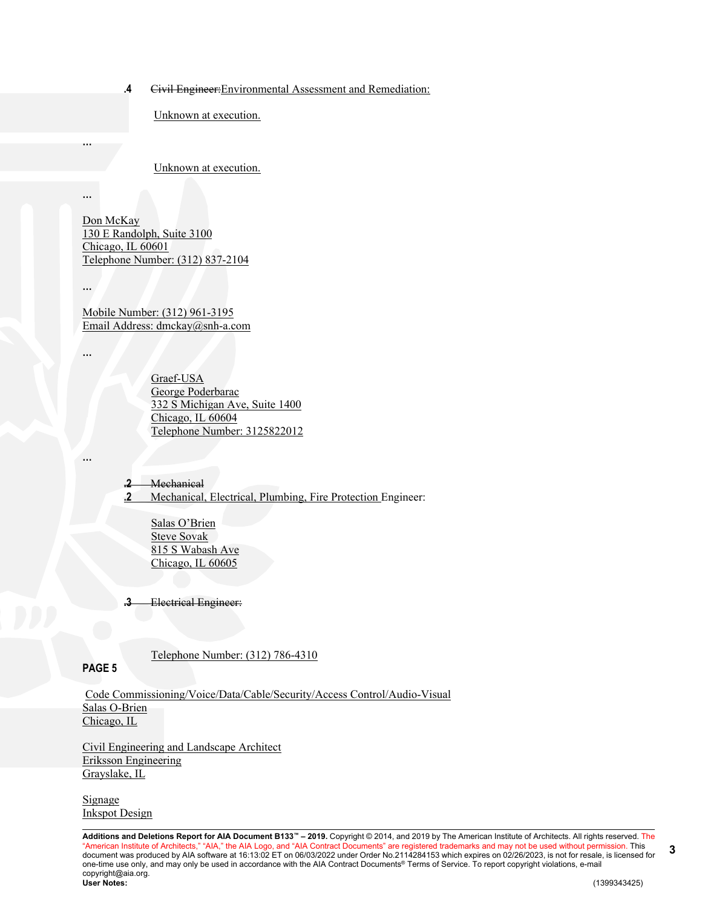**.4** ~~Civil Engineer:~~Environmental Assessment and Remediation:

Unknown at execution.

...

Unknown at execution.

...

Don McKay
130 E Randolph, Suite 3100
Chicago, IL 60601
Telephone Number: (312) 837-2104

...

Mobile Number: (312) 961-3195
Email Address: dmckay@snh-a.com

...

Graef-USA
George Poderbarac
332 S Michigan Ave, Suite 1400
Chicago, IL 60604
Telephone Number: 3125822012

...

~~**.2** Mechanical~~
**.2** Mechanical, Electrical, Plumbing, Fire Protection Engineer:

Salas O'Brien
Steve Sovak
815 S Wabash Ave
Chicago, IL 60605

~~**.3** Electrical Engineer:~~

Telephone Number: (312) 786-4310

**PAGE 5**

Code Commissioning/Voice/Data/Cable/Security/Access Control/Audio-Visual
Salas O-Brien
Chicago, IL

Civil Engineering and Landscape Architect
Eriksson Engineering
Grayslake, IL

Signage
Inkspot Design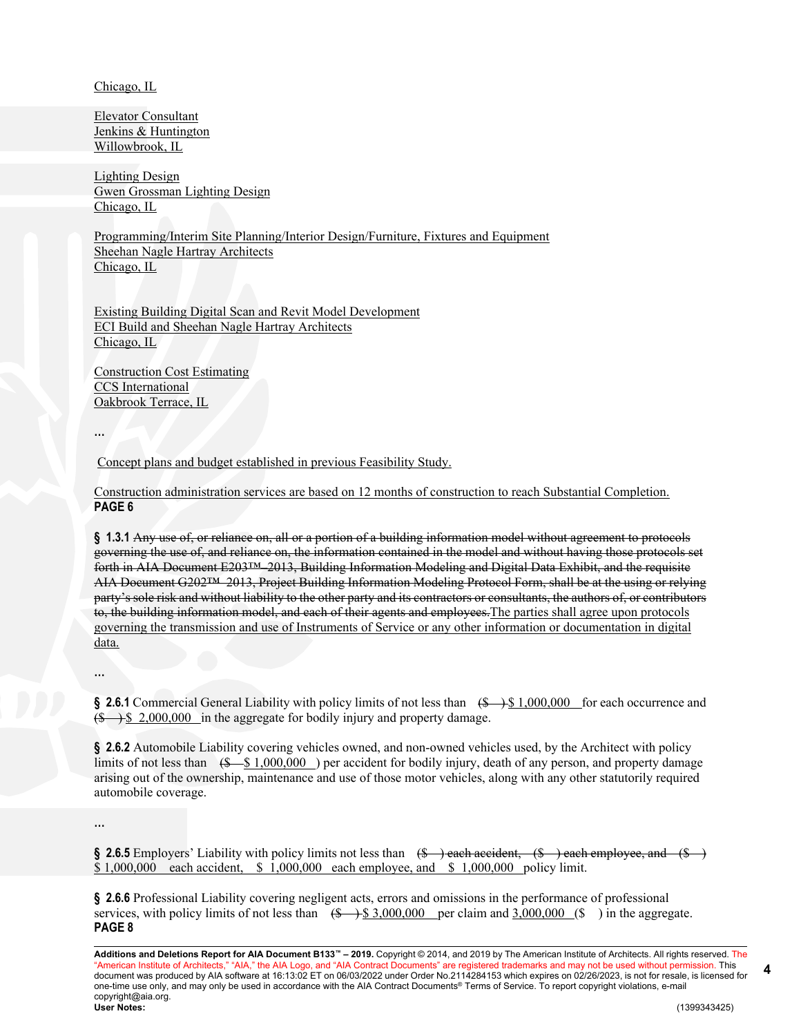Chicago, IL

Elevator Consultant
Jenkins & Huntington
Willowbrook, IL

Lighting Design
Gwen Grossman Lighting Design
Chicago, IL

Programming/Interim Site Planning/Interior Design/Furniture, Fixtures and Equipment
Sheehan Nagle Hartray Architects
Chicago, IL

Existing Building Digital Scan and Revit Model Development
ECI Build and Sheehan Nagle Hartray Architects
Chicago, IL

Construction Cost Estimating
CCS International
Oakbrook Terrace, IL

...

Concept plans and budget established in previous Feasibility Study.

Construction administration services are based on 12 months of construction to reach Substantial Completion.

**PAGE 6**

**§ 1.3.1** ~~Any use of, or reliance on, all or a portion of a building information model without agreement to protocols governing the use of, and reliance on, the information contained in the model and without having those protocols set forth in AIA Document E203™–2013, Building Information Modeling and Digital Data Exhibit, and the requisite AIA Document G202™–2013, Project Building Information Modeling Protocol Form, shall be at the using or relying party's sole risk and without liability to the other party and its contractors or consultants, the authors of, or contributors to, the building information model, and each of their agents and employees.~~The parties shall agree upon protocols governing the transmission and use of Instruments of Service or any other information or documentation in digital data.

...

**§ 2.6.1** Commercial General Liability with policy limits of not less than ~~($ )~~ $ 1,000,000 for each occurrence and ~~($ )~~ $ 2,000,000 in the aggregate for bodily injury and property damage.

**§ 2.6.2** Automobile Liability covering vehicles owned, and non-owned vehicles used, by the Architect with policy limits of not less than ~~($~~ $ 1,000,000 ) per accident for bodily injury, death of any person, and property damage arising out of the ownership, maintenance and use of those motor vehicles, along with any other statutorily required automobile coverage.

...

**§ 2.6.5** Employers' Liability with policy limits not less than ~~($ ) each accident, ($ ) each employee, and ($ )~~ $ 1,000,000 each accident, $ 1,000,000 each employee, and $ 1,000,000 policy limit.

**§ 2.6.6** Professional Liability covering negligent acts, errors and omissions in the performance of professional services, with policy limits of not less than ~~($ )~~ $ 3,000,000 per claim and 3,000,000 ($ ) in the aggregate.

**PAGE 8**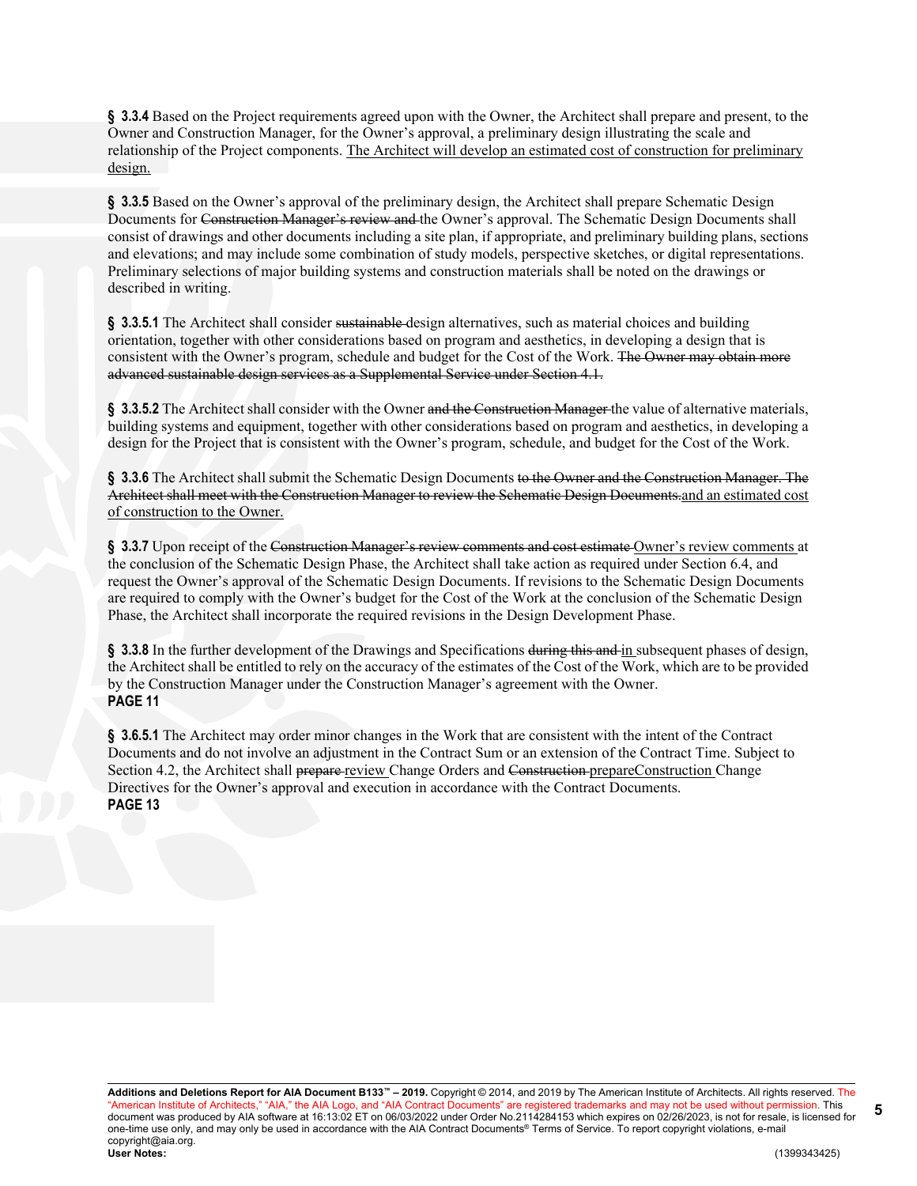**§ 3.3.4** Based on the Project requirements agreed upon with the Owner, the Architect shall prepare and present, to the Owner and Construction Manager, for the Owner's approval, a preliminary design illustrating the scale and relationship of the Project components. The Architect will develop an estimated cost of construction for preliminary design.

**§ 3.3.5** Based on the Owner's approval of the preliminary design, the Architect shall prepare Schematic Design Documents for ~~Construction Manager's review and~~ the Owner's approval. The Schematic Design Documents shall consist of drawings and other documents including a site plan, if appropriate, and preliminary building plans, sections and elevations; and may include some combination of study models, perspective sketches, or digital representations. Preliminary selections of major building systems and construction materials shall be noted on the drawings or described in writing.

**§ 3.3.5.1** The Architect shall consider ~~sustainable~~ design alternatives, such as material choices and building orientation, together with other considerations based on program and aesthetics, in developing a design that is consistent with the Owner's program, schedule and budget for the Cost of the Work. ~~The Owner may obtain more advanced sustainable design services as a Supplemental Service under Section 4.1.~~

**§ 3.3.5.2** The Architect shall consider with the Owner ~~and the Construction Manager~~ the value of alternative materials, building systems and equipment, together with other considerations based on program and aesthetics, in developing a design for the Project that is consistent with the Owner's program, schedule, and budget for the Cost of the Work.

**§ 3.3.6** The Architect shall submit the Schematic Design Documents ~~to the Owner and the Construction Manager. The Architect shall meet with the Construction Manager to review the Schematic Design Documents.~~ and an estimated cost of construction to the Owner.

**§ 3.3.7** Upon receipt of the ~~Construction Manager's review comments and cost estimate~~ Owner's review comments at the conclusion of the Schematic Design Phase, the Architect shall take action as required under Section 6.4, and request the Owner's approval of the Schematic Design Documents. If revisions to the Schematic Design Documents are required to comply with the Owner's budget for the Cost of the Work at the conclusion of the Schematic Design Phase, the Architect shall incorporate the required revisions in the Design Development Phase.

**§ 3.3.8** In the further development of the Drawings and Specifications ~~during this and~~ in subsequent phases of design, the Architect shall be entitled to rely on the accuracy of the estimates of the Cost of the Work, which are to be provided by the Construction Manager under the Construction Manager's agreement with the Owner.

**PAGE 11**

**§ 3.6.5.1** The Architect may order minor changes in the Work that are consistent with the intent of the Contract Documents and do not involve an adjustment in the Contract Sum or an extension of the Contract Time. Subject to Section 4.2, the Architect shall ~~prepare~~ review Change Orders and ~~Construction~~ prepareConstruction Change Directives for the Owner's approval and execution in accordance with the Contract Documents.

**PAGE 13**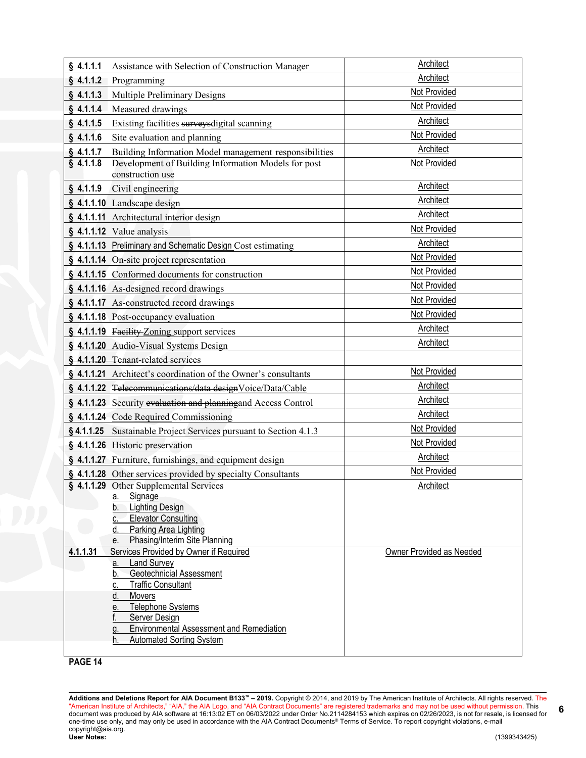| | |
|---|---|
| § 4.1.1.1 Assistance with Selection of Construction Manager | Architect |
| § 4.1.1.2 Programming | Architect |
| § 4.1.1.3 Multiple Preliminary Designs | Not Provided |
| § 4.1.1.4 Measured drawings | Not Provided |
| § 4.1.1.5 Existing facilities ~~surveys~~digital scanning | Architect |
| § 4.1.1.6 Site evaluation and planning | Not Provided |
| § 4.1.1.7 Building Information Model management responsibilities | Architect |
| § 4.1.1.8 Development of Building Information Models for post construction use | Not Provided |
| § 4.1.1.9 Civil engineering | Architect |
| § 4.1.1.10 Landscape design | Architect |
| § 4.1.1.11 Architectural interior design | Architect |
| § 4.1.1.12 Value analysis | Not Provided |
| § 4.1.1.13 Preliminary and Schematic Design Cost estimating | Architect |
| § 4.1.1.14 On-site project representation | Not Provided |
| § 4.1.1.15 Conformed documents for construction | Not Provided |
| § 4.1.1.16 As-designed record drawings | Not Provided |
| § 4.1.1.17 As-constructed record drawings | Not Provided |
| § 4.1.1.18 Post-occupancy evaluation | Not Provided |
| § 4.1.1.19 ~~Facility~~ Zoning support services | Architect |
| § 4.1.1.20 Audio-Visual Systems Design | Architect |
| ~~§ 4.1.1.20 Tenant-related services~~ | |
| § 4.1.1.21 Architect's coordination of the Owner's consultants | Not Provided |
| § 4.1.1.22 ~~Telecommunications/data design~~Voice/Data/Cable | Architect |
| § 4.1.1.23 Security ~~evaluation and planning~~and Access Control | Architect |
| § 4.1.1.24 Code Required Commissioning | Architect |
| § 4.1.1.25 Sustainable Project Services pursuant to Section 4.1.3 | Not Provided |
| § 4.1.1.26 Historic preservation | Not Provided |
| § 4.1.1.27 Furniture, furnishings, and equipment design | Architect |
| § 4.1.1.28 Other services provided by specialty Consultants | Not Provided |
| § 4.1.1.29 Other Supplemental Services<br>a. Signage<br>b. Lighting Design<br>c. Elevator Consulting<br>d. Parking Area Lighting<br>e. Phasing/Interim Site Planning | Architect |
| 4.1.1.31 Services Provided by Owner if Required<br>a. Land Survey<br>b. Geotechnicial Assessment<br>c. Traffic Consultant<br>d. Movers<br>e. Telephone Systems<br>f. Server Design<br>g. Environmental Assessment and Remediation<br>h. Automated Sorting System | Owner Provided as Needed |

**PAGE 14**

**Additions and Deletions Report for AIA Document B133™ – 2019.** Copyright © 2014, and 2019 by The American Institute of Architects. All rights reserved. The "American Institute of Architects," "AIA," the AIA Logo, and "AIA Contract Documents" are registered trademarks and may not be used without permission. This document was produced by AIA software at 16:13:02 ET on 06/03/2022 under Order No.2114284153 which expires on 02/26/2023, is not for resale, is licensed for one-time use only, and may only be used in accordance with the AIA Contract Documents® Terms of Service. To report copyright violations, e-mail copyright@aia.org.
**User Notes:** (1399343425)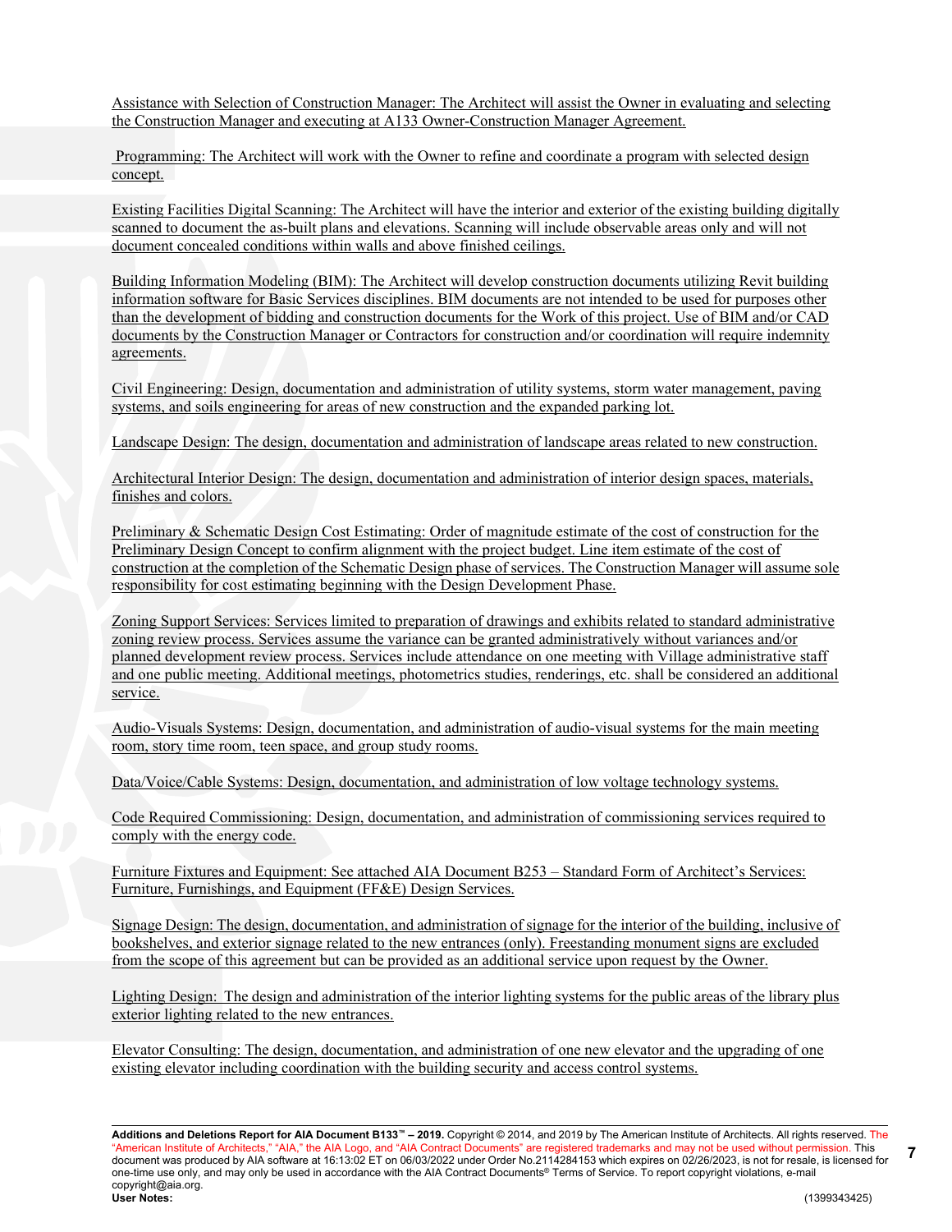Assistance with Selection of Construction Manager: The Architect will assist the Owner in evaluating and selecting the Construction Manager and executing at A133 Owner-Construction Manager Agreement.

Programming: The Architect will work with the Owner to refine and coordinate a program with selected design concept.

Existing Facilities Digital Scanning: The Architect will have the interior and exterior of the existing building digitally scanned to document the as-built plans and elevations. Scanning will include observable areas only and will not document concealed conditions within walls and above finished ceilings.

Building Information Modeling (BIM): The Architect will develop construction documents utilizing Revit building information software for Basic Services disciplines. BIM documents are not intended to be used for purposes other than the development of bidding and construction documents for the Work of this project. Use of BIM and/or CAD documents by the Construction Manager or Contractors for construction and/or coordination will require indemnity agreements.

Civil Engineering: Design, documentation and administration of utility systems, storm water management, paving systems, and soils engineering for areas of new construction and the expanded parking lot.

Landscape Design: The design, documentation and administration of landscape areas related to new construction.

Architectural Interior Design: The design, documentation and administration of interior design spaces, materials, finishes and colors.

Preliminary & Schematic Design Cost Estimating: Order of magnitude estimate of the cost of construction for the Preliminary Design Concept to confirm alignment with the project budget. Line item estimate of the cost of construction at the completion of the Schematic Design phase of services. The Construction Manager will assume sole responsibility for cost estimating beginning with the Design Development Phase.

Zoning Support Services: Services limited to preparation of drawings and exhibits related to standard administrative zoning review process. Services assume the variance can be granted administratively without variances and/or planned development review process. Services include attendance on one meeting with Village administrative staff and one public meeting. Additional meetings, photometrics studies, renderings, etc. shall be considered an additional service.

Audio-Visuals Systems: Design, documentation, and administration of audio-visual systems for the main meeting room, story time room, teen space, and group study rooms.

Data/Voice/Cable Systems: Design, documentation, and administration of low voltage technology systems.

Code Required Commissioning: Design, documentation, and administration of commissioning services required to comply with the energy code.

Furniture Fixtures and Equipment: See attached AIA Document B253 – Standard Form of Architect's Services: Furniture, Furnishings, and Equipment (FF&E) Design Services.

Signage Design: The design, documentation, and administration of signage for the interior of the building, inclusive of bookshelves, and exterior signage related to the new entrances (only). Freestanding monument signs are excluded from the scope of this agreement but can be provided as an additional service upon request by the Owner.

Lighting Design: The design and administration of the interior lighting systems for the public areas of the library plus exterior lighting related to the new entrances.

Elevator Consulting: The design, documentation, and administration of one new elevator and the upgrading of one existing elevator including coordination with the building security and access control systems.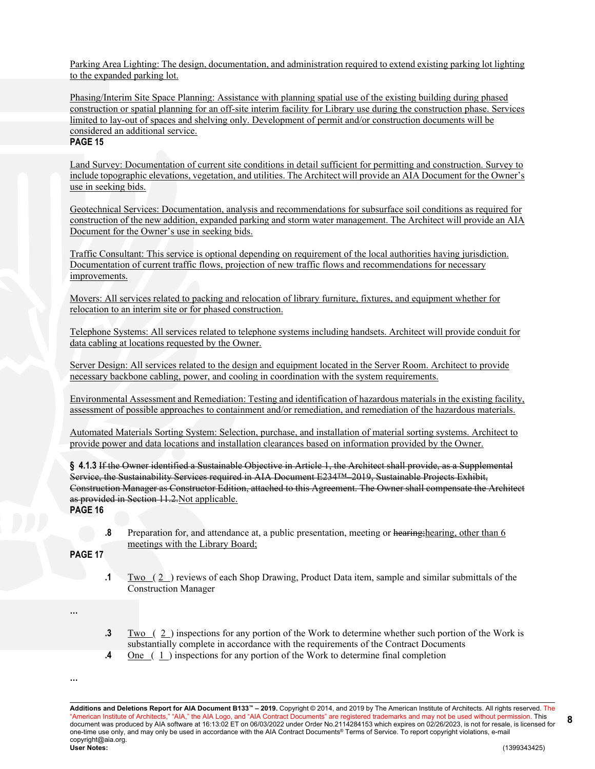Parking Area Lighting: The design, documentation, and administration required to extend existing parking lot lighting to the expanded parking lot.

Phasing/Interim Site Space Planning: Assistance with planning spatial use of the existing building during phased construction or spatial planning for an off-site interim facility for Library use during the construction phase. Services limited to lay-out of spaces and shelving only. Development of permit and/or construction documents will be considered an additional service.

**PAGE 15**

Land Survey: Documentation of current site conditions in detail sufficient for permitting and construction. Survey to include topographic elevations, vegetation, and utilities. The Architect will provide an AIA Document for the Owner's use in seeking bids.

Geotechnical Services: Documentation, analysis and recommendations for subsurface soil conditions as required for construction of the new addition, expanded parking and storm water management. The Architect will provide an AIA Document for the Owner's use in seeking bids.

Traffic Consultant: This service is optional depending on requirement of the local authorities having jurisdiction. Documentation of current traffic flows, projection of new traffic flows and recommendations for necessary improvements.

Movers: All services related to packing and relocation of library furniture, fixtures, and equipment whether for relocation to an interim site or for phased construction.

Telephone Systems: All services related to telephone systems including handsets. Architect will provide conduit for data cabling at locations requested by the Owner.

Server Design: All services related to the design and equipment located in the Server Room. Architect to provide necessary backbone cabling, power, and cooling in coordination with the system requirements.

Environmental Assessment and Remediation: Testing and identification of hazardous materials in the existing facility, assessment of possible approaches to containment and/or remediation, and remediation of the hazardous materials.

Automated Materials Sorting System: Selection, purchase, and installation of material sorting systems. Architect to provide power and data locations and installation clearances based on information provided by the Owner.

**§ 4.1.3** ~~If the Owner identified a Sustainable Objective in Article 1, the Architect shall provide, as a Supplemental Service, the Sustainability Services required in AIA Document E234™–2019, Sustainable Projects Exhibit, Construction Manager as Constructor Edition, attached to this Agreement. The Owner shall compensate the Architect as provided in Section 11.2.~~Not applicable.

**PAGE 16**

**.8** Preparation for, and attendance at, a public presentation, meeting or ~~hearing;~~hearing, other than 6 meetings with the Library Board;

**PAGE 17**

**.1** Two ( 2 ) reviews of each Shop Drawing, Product Data item, sample and similar submittals of the Construction Manager

...

**.3** Two ( 2 ) inspections for any portion of the Work to determine whether such portion of the Work is substantially complete in accordance with the requirements of the Contract Documents

**.4** One ( 1 ) inspections for any portion of the Work to determine final completion

...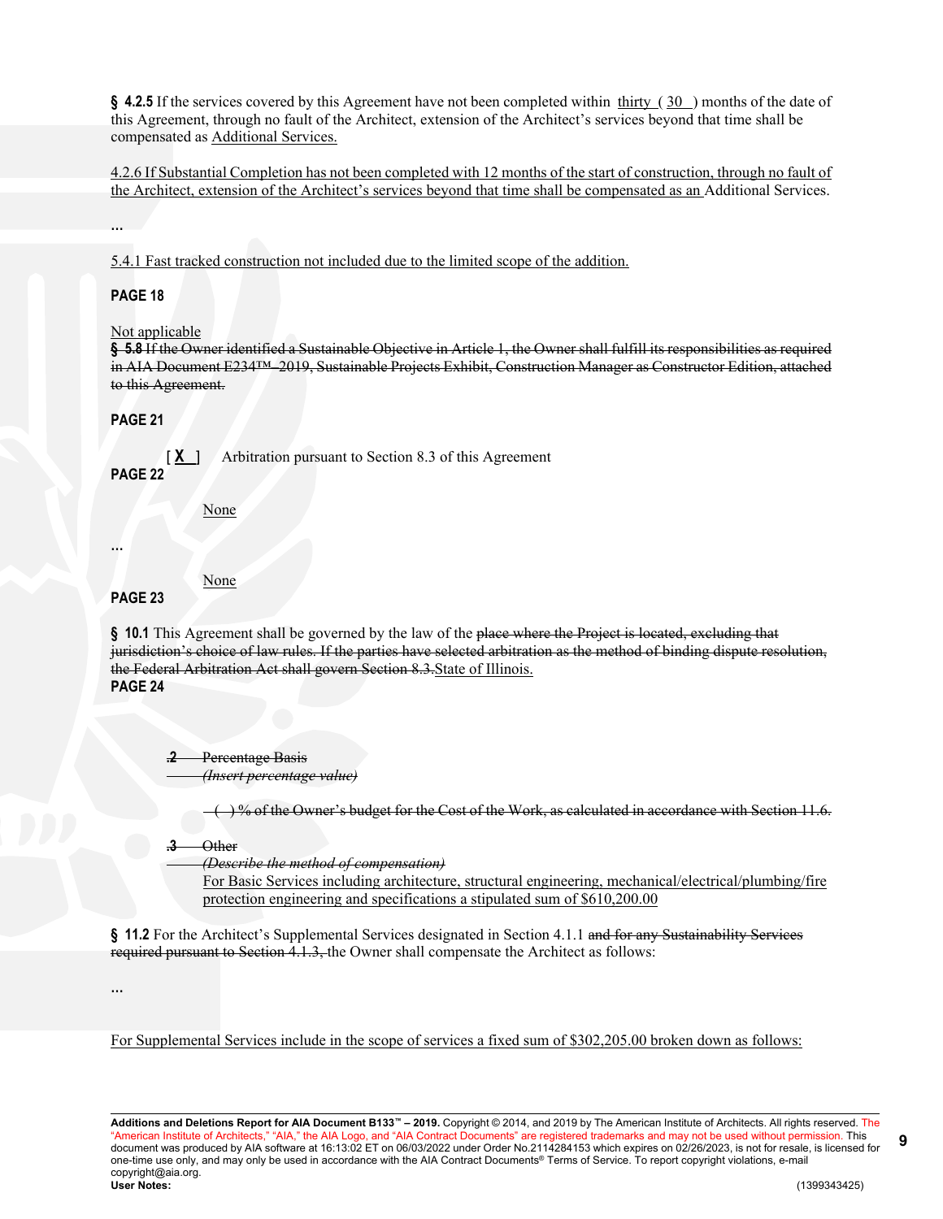**§ 4.2.5** If the services covered by this Agreement have not been completed within thirty ( 30 ) months of the date of this Agreement, through no fault of the Architect, extension of the Architect's services beyond that time shall be compensated as Additional Services.

4.2.6 If Substantial Completion has not been completed with 12 months of the start of construction, through no fault of the Architect, extension of the Architect's services beyond that time shall be compensated as an Additional Services.

…

5.4.1 Fast tracked construction not included due to the limited scope of the addition.

**PAGE 18**

Not applicable
~~**§ 5.8** If the Owner identified a Sustainable Objective in Article 1, the Owner shall fulfill its responsibilities as required in AIA Document E234™–2019, Sustainable Projects Exhibit, Construction Manager as Constructor Edition, attached to this Agreement.~~

**PAGE 21**

[ **X** ] Arbitration pursuant to Section 8.3 of this Agreement

**PAGE 22**

None

…

None

**PAGE 23**

**§ 10.1** This Agreement shall be governed by the law of the ~~place where the Project is located, excluding that jurisdiction's choice of law rules. If the parties have selected arbitration as the method of binding dispute resolution, the Federal Arbitration Act shall govern Section 8.3.~~State of Illinois.

**PAGE 24**

~~**.2** Percentage Basis~~
~~*(Insert percentage value)*~~

~~( ) % of the Owner's budget for the Cost of the Work, as calculated in accordance with Section 11.6.~~

~~**.3** Other~~
~~*(Describe the method of compensation)*~~
For Basic Services including architecture, structural engineering, mechanical/electrical/plumbing/fire protection engineering and specifications a stipulated sum of $610,200.00

**§ 11.2** For the Architect's Supplemental Services designated in Section 4.1.1 ~~and for any Sustainability Services required pursuant to Section 4.1.3,~~ the Owner shall compensate the Architect as follows:

…

For Supplemental Services include in the scope of services a fixed sum of $302,205.00 broken down as follows: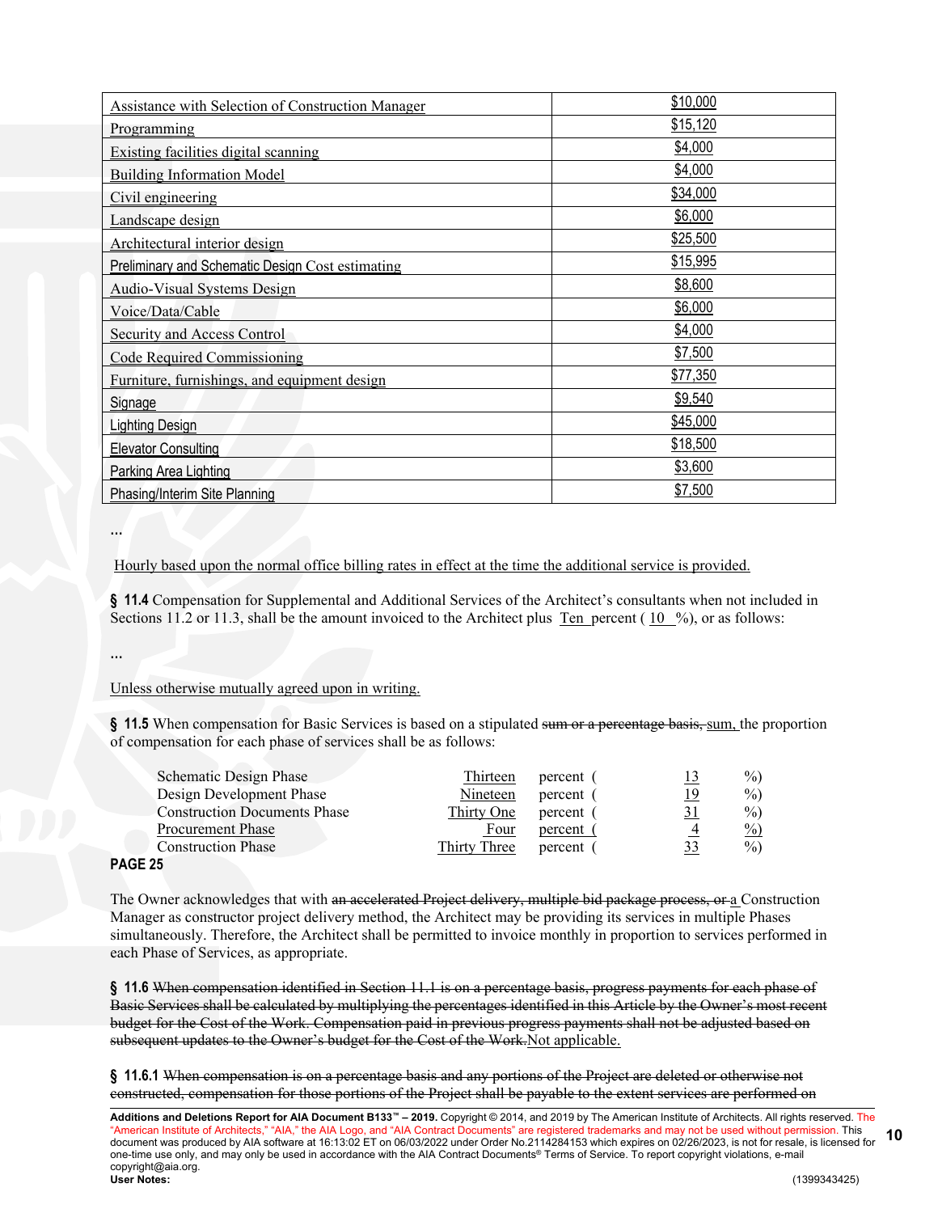| Assistance with Selection of Construction Manager | $10,000 |
|---|---|
| Programming | $15,120 |
| Existing facilities digital scanning | $4,000 |
| Building Information Model | $4,000 |
| Civil engineering | $34,000 |
| Landscape design | $6,000 |
| Architectural interior design | $25,500 |
| Preliminary and Schematic Design Cost estimating | $15,995 |
| Audio-Visual Systems Design | $8,600 |
| Voice/Data/Cable | $6,000 |
| Security and Access Control | $4,000 |
| Code Required Commissioning | $7,500 |
| Furniture, furnishings, and equipment design | $77,350 |
| Signage | $9,540 |
| Lighting Design | $45,000 |
| Elevator Consulting | $18,500 |
| Parking Area Lighting | $3,600 |
| Phasing/Interim Site Planning | $7,500 |

...

Hourly based upon the normal office billing rates in effect at the time the additional service is provided.

**§ 11.4** Compensation for Supplemental and Additional Services of the Architect's consultants when not included in Sections 11.2 or 11.3, shall be the amount invoiced to the Architect plus Ten percent ( 10 %), or as follows:

...

Unless otherwise mutually agreed upon in writing.

**§ 11.5** When compensation for Basic Services is based on a stipulated ~~sum or a percentage basis,~~ sum, the proportion of compensation for each phase of services shall be as follows:

| | | | | |
|---|---|---|---|---|
| Schematic Design Phase | Thirteen | percent ( | 13 | %) |
| Design Development Phase | Nineteen | percent ( | 19 | %) |
| Construction Documents Phase | Thirty One | percent ( | 31 | %) |
| Procurement Phase | Four | percent ( | 4 | %) |
| Construction Phase | Thirty Three | percent ( | 33 | %) |

**PAGE 25**

The Owner acknowledges that with ~~an accelerated Project delivery, multiple bid package process, or~~ a Construction Manager as constructor project delivery method, the Architect may be providing its services in multiple Phases simultaneously. Therefore, the Architect shall be permitted to invoice monthly in proportion to services performed in each Phase of Services, as appropriate.

**§ 11.6** ~~When compensation identified in Section 11.1 is on a percentage basis, progress payments for each phase of Basic Services shall be calculated by multiplying the percentages identified in this Article by the Owner's most recent budget for the Cost of the Work. Compensation paid in previous progress payments shall not be adjusted based on subsequent updates to the Owner's budget for the Cost of the Work.~~ Not applicable.

**§ 11.6.1** ~~When compensation is on a percentage basis and any portions of the Project are deleted or otherwise not constructed, compensation for those portions of the Project shall be payable to the extent services are performed on~~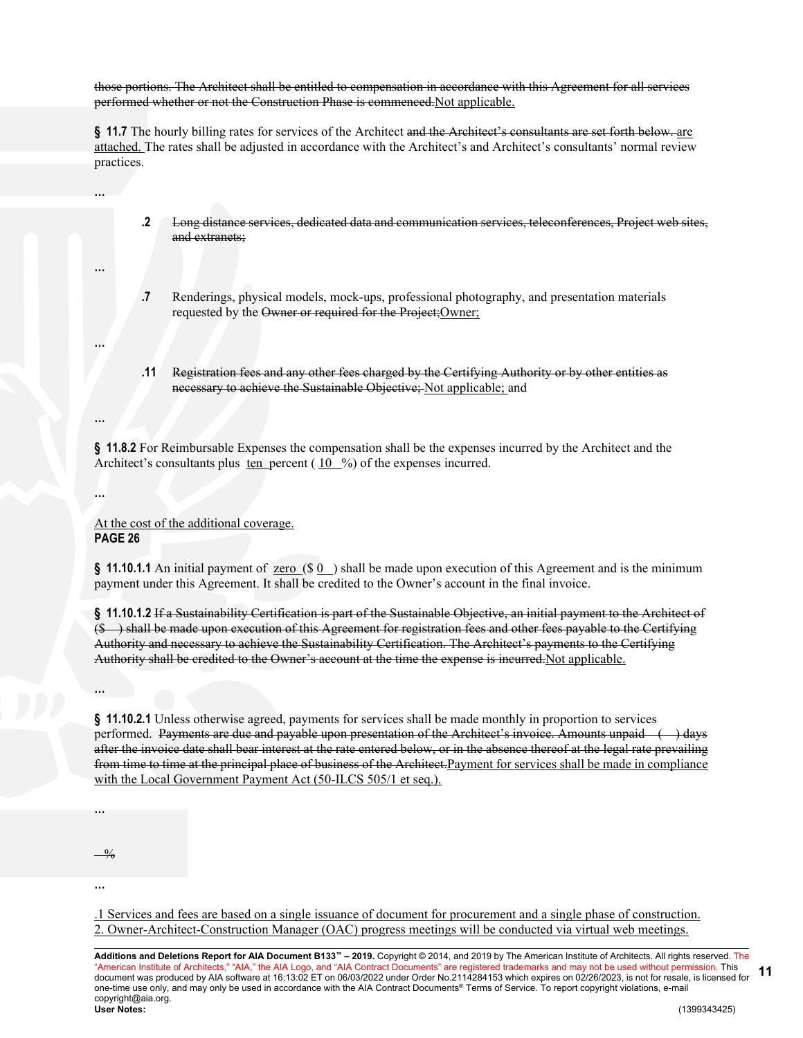~~those portions. The Architect shall be entitled to compensation in accordance with this Agreement for all services performed whether or not the Construction Phase is commenced.~~Not applicable.

**§ 11.7** The hourly billing rates for services of the Architect ~~and the Architect's consultants are set forth below.~~ are attached. The rates shall be adjusted in accordance with the Architect's and Architect's consultants' normal review practices.

…

**.2** ~~Long distance services, dedicated data and communication services, teleconferences, Project web sites, and extranets;~~

…

**.7** Renderings, physical models, mock-ups, professional photography, and presentation materials requested by the ~~Owner or required for the Project;~~Owner;

…

**.11** ~~Registration fees and any other fees charged by the Certifying Authority or by other entities as necessary to achieve the Sustainable Objective;~~ Not applicable; and

…

**§ 11.8.2** For Reimbursable Expenses the compensation shall be the expenses incurred by the Architect and the Architect's consultants plus ten percent ( 10 %) of the expenses incurred.

…

At the cost of the additional coverage.

**PAGE 26**

**§ 11.10.1.1** An initial payment of zero ($ 0 ) shall be made upon execution of this Agreement and is the minimum payment under this Agreement. It shall be credited to the Owner's account in the final invoice.

**§ 11.10.1.2** ~~If a Sustainability Certification is part of the Sustainable Objective, an initial payment to the Architect of ($ ) shall be made upon execution of this Agreement for registration fees and other fees payable to the Certifying Authority and necessary to achieve the Sustainability Certification. The Architect's payments to the Certifying Authority shall be credited to the Owner's account at the time the expense is incurred.~~Not applicable.

…

**§ 11.10.2.1** Unless otherwise agreed, payments for services shall be made monthly in proportion to services performed. ~~Payments are due and payable upon presentation of the Architect's invoice. Amounts unpaid ( ) days after the invoice date shall bear interest at the rate entered below, or in the absence thereof at the legal rate prevailing from time to time at the principal place of business of the Architect.~~Payment for services shall be made in compliance with the Local Government Payment Act (50-ILCS 505/1 et seq.).

…

~~%~~

…

.1 Services and fees are based on a single issuance of document for procurement and a single phase of construction.
2. Owner-Architect-Construction Manager (OAC) progress meetings will be conducted via virtual web meetings.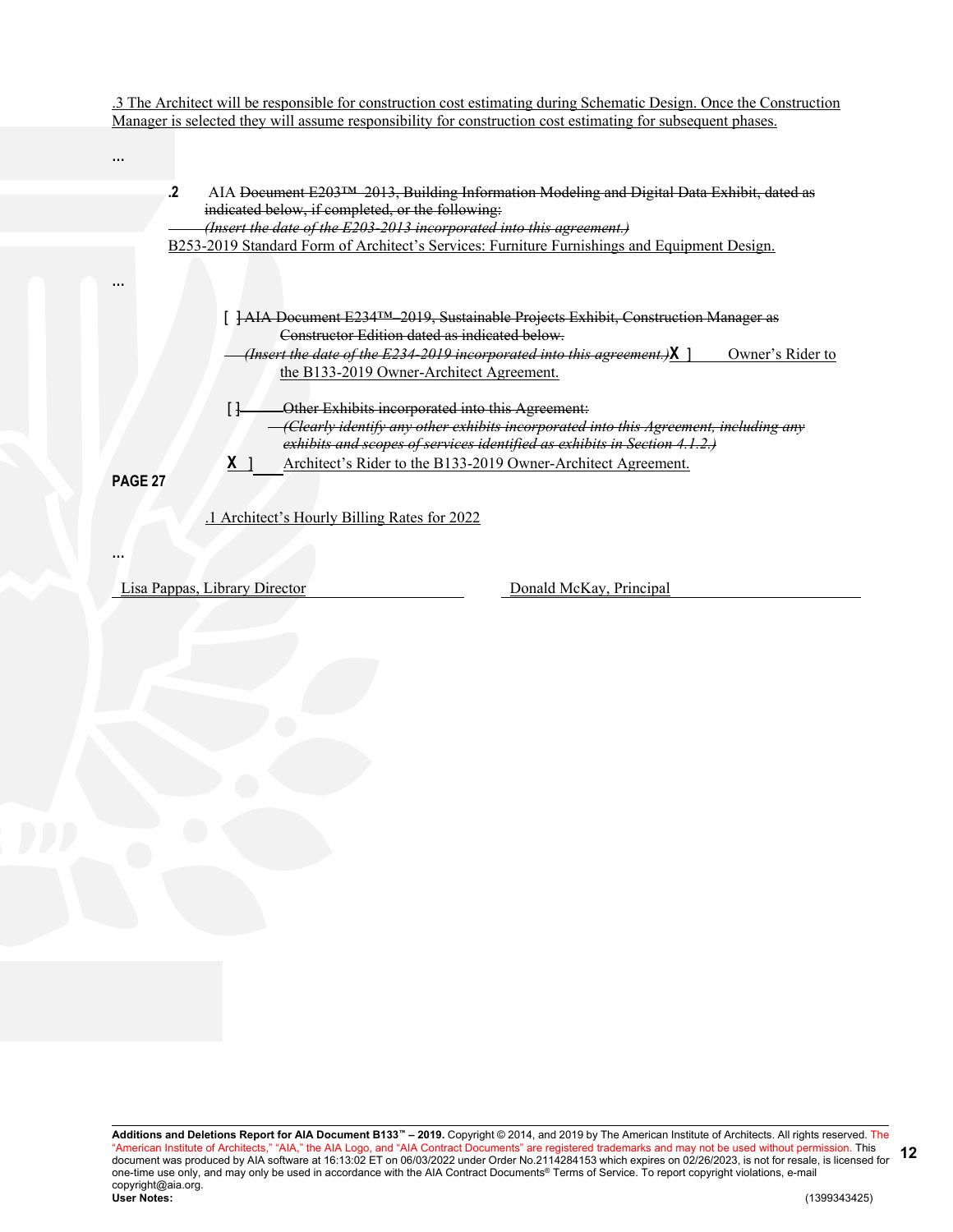.3 The Architect will be responsible for construction cost estimating during Schematic Design. Once the Construction Manager is selected they will assume responsibility for construction cost estimating for subsequent phases.

...

**.2** AIA ~~Document E203™–2013, Building Information Modeling and Digital Data Exhibit, dated as indicated below, if completed, or the following:~~
~~*(Insert the date of the E203-2013 incorporated into this agreement.)*~~
B253-2019 Standard Form of Architect's Services: Furniture Furnishings and Equipment Design.

...

[ ~~]~~ ~~AIA Document E234™–2019, Sustainable Projects Exhibit, Construction Manager as Constructor Edition dated as indicated below.~~
~~*(Insert the date of the E234-2019 incorporated into this agreement.)*~~ **X** ] Owner's Rider to the B133-2019 Owner-Architect Agreement.

[ ~~]~~ ~~Other Exhibits incorporated into this Agreement:~~
~~*(Clearly identify any other exhibits incorporated into this Agreement, including any exhibits and scopes of services identified as exhibits in Section 4.1.2.)*~~
**X** ] Architect's Rider to the B133-2019 Owner-Architect Agreement.

**PAGE 27**

.1 Architect's Hourly Billing Rates for 2022

...

Lisa Pappas, Library Director

Donald McKay, Principal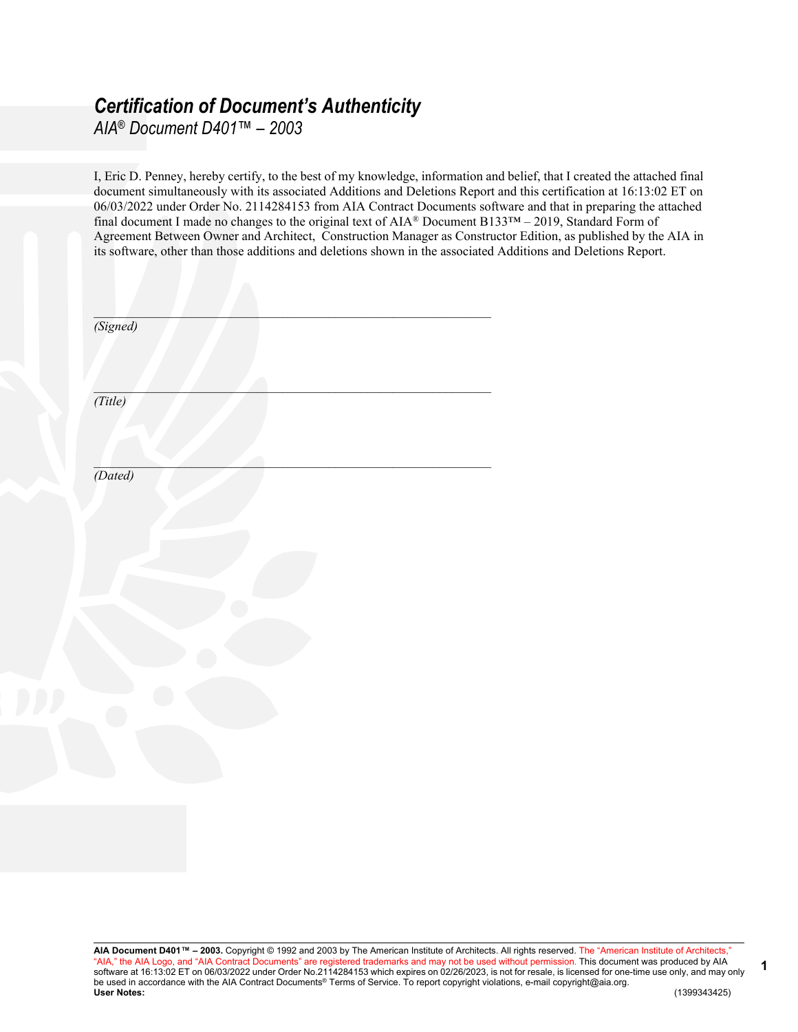# *Certification of Document's Authenticity*

*AIA® Document D401™ – 2003*

I, Eric D. Penney, hereby certify, to the best of my knowledge, information and belief, that I created the attached final document simultaneously with its associated Additions and Deletions Report and this certification at 16:13:02 ET on 06/03/2022 under Order No. 2114284153 from AIA Contract Documents software and that in preparing the attached final document I made no changes to the original text of AIA® Document B133™ – 2019, Standard Form of Agreement Between Owner and Architect, Construction Manager as Constructor Edition, as published by the AIA in its software, other than those additions and deletions shown in the associated Additions and Deletions Report.

_______________________________________________________________
*(Signed)*

_______________________________________________________________
*(Title)*

_______________________________________________________________
*(Dated)*